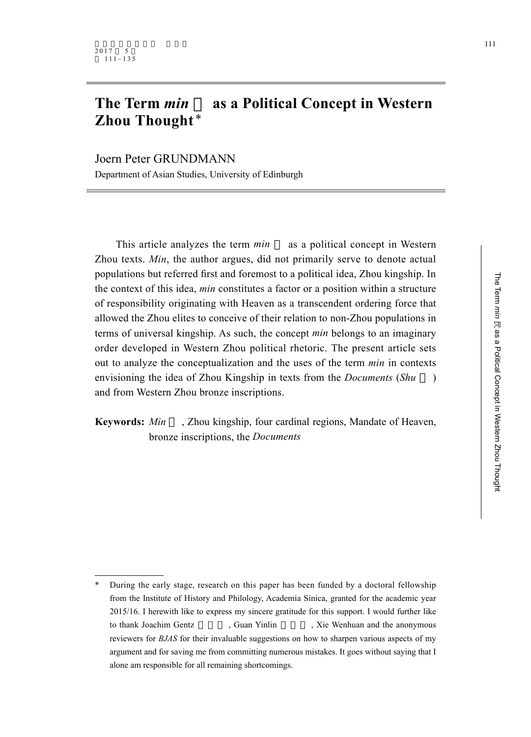# The Term *min* 民 as a Political Concept in Western Zhou Thought*

Joern Peter GRUNDMANN

Department of Asian Studies, University of Edinburgh

This article analyzes the term *min* 民 as a political concept in Western Zhou texts. *Min*, the author argues, did not primarily serve to denote actual populations but referred first and foremost to a political idea, Zhou kingship. In the context of this idea, *min* constitutes a factor or a position within a structure of responsibility originating with Heaven as a transcendent ordering force that allowed the Zhou elites to conceive of their relation to non-Zhou populations in terms of universal kingship. As such, the concept *min* belongs to an imaginary order developed in Western Zhou political rhetoric. The present article sets out to analyze the conceptualization and the uses of the term *min* in contexts envisioning the idea of Zhou Kingship in texts from the *Documents* (*Shu* 書) and from Western Zhou bronze inscriptions.

**Keywords:** *Min* 民, Zhou kingship, four cardinal regions, Mandate of Heaven, bronze inscriptions, the *Documents*

---

\* During the early stage, research on this paper has been funded by a doctoral fellowship from the Institute of History and Philology, Academia Sinica, granted for the academic year 2015/16. I herewith like to express my sincere gratitude for this support. I would further like to thank Joachim Gentz, Guan Yinlin, Xie Wenhuan and the anonymous reviewers for *BJAS* for their invaluable suggestions on how to sharpen various aspects of my argument and for saving me from committing numerous mistakes. It goes without saying that I alone am responsible for all remaining shortcomings.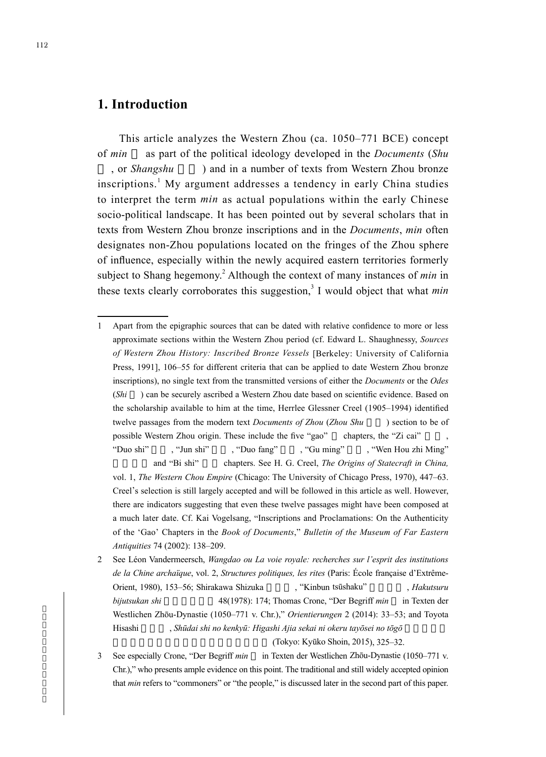# 1. Introduction

This article analyzes the Western Zhou (ca. 1050–771 BCE) concept of *min* 民 as part of the political ideology developed in the *Documents* (*Shu* 書, or *Shangshu* 尚書) and in a number of texts from Western Zhou bronze inscriptions.[1] My argument addresses a tendency in early China studies to interpret the term *min* as actual populations within the early Chinese socio-political landscape. It has been pointed out by several scholars that in texts from Western Zhou bronze inscriptions and in the *Documents*, *min* often designates non-Zhou populations located on the fringes of the Zhou sphere of influence, especially within the newly acquired eastern territories formerly subject to Shang hegemony.[2] Although the context of many instances of *min* in these texts clearly corroborates this suggestion,[3] I would object that what *min*

---

1 Apart from the epigraphic sources that can be dated with relative confidence to more or less approximate sections within the Western Zhou period (cf. Edward L. Shaughnessy, *Sources of Western Zhou History: Inscribed Bronze Vessels* [Berkeley: University of California Press, 1991], 106–55 for different criteria that can be applied to date Western Zhou bronze inscriptions), no single text from the transmitted versions of either the *Documents* or the *Odes* (*Shi* 詩) can be securely ascribed a Western Zhou date based on scientific evidence. Based on the scholarship available to him at the time, Herrlee Glessner Creel (1905–1994) identified twelve passages from the modern text *Documents of Zhou* (*Zhou Shu* 周書) section to be of possible Western Zhou origin. These include the five "gao" 誥 chapters, the "Zi cai" 梓材, "Duo shi" 多士, "Jun shi" 君奭, "Duo fang" 多方, "Gu ming" 顧命, "Wen Hou zhi Ming" 文侯之命 and "Bi shi" 費誓 chapters. See H. G. Creel, *The Origins of Statecraft in China,* vol. 1, *The Western Chou Empire* (Chicago: The University of Chicago Press, 1970), 447–63. Creel's selection is still largely accepted and will be followed in this article as well. However, there are indicators suggesting that even these twelve passages might have been composed at a much later date. Cf. Kai Vogelsang, "Inscriptions and Proclamations: On the Authenticity of the 'Gao' Chapters in the *Book of Documents*," *Bulletin of the Museum of Far Eastern Antiquities* 74 (2002): 138–209.

2 See Léon Vandermeersch, *Wangdao ou La voie royale: recherches sur l'esprit des institutions de la Chine archaïque*, vol. 2, *Structures politiques, les rites* (Paris: École française d'Extrême-Orient, 1980), 153–56; Shirakawa Shizuka 白川静, "Kinbun tsūshaku" 金文通釈, *Hakutsuru bijutsukan shi* 白鶴美術館誌 48(1978): 174; Thomas Crone, "Der Begriff *min* 民 in Texten der Westlichen Zhōu-Dynastie (1050–771 v. Chr.)," *Orientierungen* 2 (2014): 33–53; and Toyota Hisashi 豊田久, *Shūdai shi no kenkyū: Higashi Ajia sekai ni okeru tayōsei no tōgō* 周代史の研究：東アジア世界における多様性の統合 (Tokyo: Kyūko Shoin, 2015), 325–32.

3 See especially Crone, "Der Begriff *min* 民 in Texten der Westlichen Zhōu-Dynastie (1050–771 v. Chr.)," who presents ample evidence on this point. The traditional and still widely accepted opinion that *min* refers to "commoners" or "the people," is discussed later in the second part of this paper.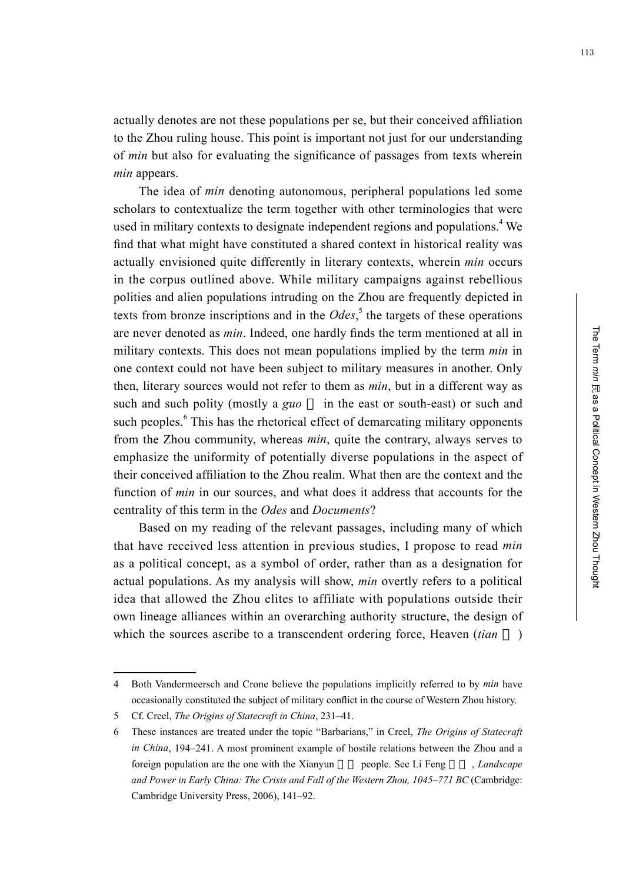actually denotes are not these populations per se, but their conceived affiliation to the Zhou ruling house. This point is important not just for our understanding of *min* but also for evaluating the significance of passages from texts wherein *min* appears.

The idea of *min* denoting autonomous, peripheral populations led some scholars to contextualize the term together with other terminologies that were used in military contexts to designate independent regions and populations.[4] We find that what might have constituted a shared context in historical reality was actually envisioned quite differently in literary contexts, wherein *min* occurs in the corpus outlined above. While military campaigns against rebellious polities and alien populations intruding on the Zhou are frequently depicted in texts from bronze inscriptions and in the *Odes*,[5] the targets of these operations are never denoted as *min*. Indeed, one hardly finds the term mentioned at all in military contexts. This does not mean populations implied by the term *min* in one context could not have been subject to military measures in another. Only then, literary sources would not refer to them as *min*, but in a different way as such and such polity (mostly a *guo* in the east or south-east) or such and such peoples.[6] This has the rhetorical effect of demarcating military opponents from the Zhou community, whereas *min*, quite the contrary, always serves to emphasize the uniformity of potentially diverse populations in the aspect of their conceived affiliation to the Zhou realm. What then are the context and the function of *min* in our sources, and what does it address that accounts for the centrality of this term in the *Odes* and *Documents*?

Based on my reading of the relevant passages, including many of which that have received less attention in previous studies, I propose to read *min* as a political concept, as a symbol of order, rather than as a designation for actual populations. As my analysis will show, *min* overtly refers to a political idea that allowed the Zhou elites to affiliate with populations outside their own lineage alliances within an overarching authority structure, the design of which the sources ascribe to a transcendent ordering force, Heaven (*tian* )

---

4 Both Vandermeersch and Crone believe the populations implicitly referred to by *min* have occasionally constituted the subject of military conflict in the course of Western Zhou history.

5 Cf. Creel, *The Origins of Statecraft in China*, 231–41.

6 These instances are treated under the topic "Barbarians," in Creel, *The Origins of Statecraft in China*, 194–241. A most prominent example of hostile relations between the Zhou and a foreign population are the one with the Xianyun people. See Li Feng, *Landscape and Power in Early China: The Crisis and Fall of the Western Zhou, 1045–771 BC* (Cambridge: Cambridge University Press, 2006), 141–92.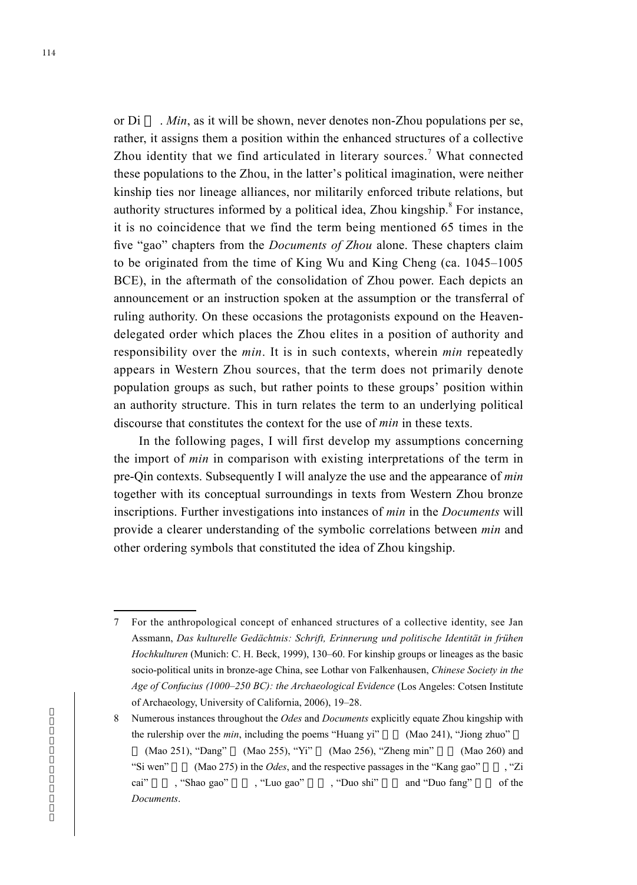or Di . *Min*, as it will be shown, never denotes non-Zhou populations per se, rather, it assigns them a position within the enhanced structures of a collective Zhou identity that we find articulated in literary sources.[7] What connected these populations to the Zhou, in the latter's political imagination, were neither kinship ties nor lineage alliances, nor militarily enforced tribute relations, but authority structures informed by a political idea, Zhou kingship.[8] For instance, it is no coincidence that we find the term being mentioned 65 times in the five "gao" chapters from the *Documents of Zhou* alone. These chapters claim to be originated from the time of King Wu and King Cheng (ca. 1045–1005 BCE), in the aftermath of the consolidation of Zhou power. Each depicts an announcement or an instruction spoken at the assumption or the transferral of ruling authority. On these occasions the protagonists expound on the Heaven-delegated order which places the Zhou elites in a position of authority and responsibility over the *min*. It is in such contexts, wherein *min* repeatedly appears in Western Zhou sources, that the term does not primarily denote population groups as such, but rather points to these groups' position within an authority structure. This in turn relates the term to an underlying political discourse that constitutes the context for the use of *min* in these texts.

In the following pages, I will first develop my assumptions concerning the import of *min* in comparison with existing interpretations of the term in pre-Qin contexts. Subsequently I will analyze the use and the appearance of *min* together with its conceptual surroundings in texts from Western Zhou bronze inscriptions. Further investigations into instances of *min* in the *Documents* will provide a clearer understanding of the symbolic correlations between *min* and other ordering symbols that constituted the idea of Zhou kingship.

---

7 For the anthropological concept of enhanced structures of a collective identity, see Jan Assmann, *Das kulturelle Gedächtnis: Schrift, Erinnerung und politische Identität in frühen Hochkulturen* (Munich: C. H. Beck, 1999), 130–60. For kinship groups or lineages as the basic socio-political units in bronze-age China, see Lothar von Falkenhausen, *Chinese Society in the Age of Confucius (1000–250 BC): the Archaeological Evidence* (Los Angeles: Cotsen Institute of Archaeology, University of California, 2006), 19–28.

8 Numerous instances throughout the *Odes* and *Documents* explicitly equate Zhou kingship with the rulership over the *min*, including the poems "Huang yi" (Mao 241), "Jiong zhuo" (Mao 251), "Dang" (Mao 255), "Yi" (Mao 256), "Zheng min" (Mao 260) and "Si wen" (Mao 275) in the *Odes*, and the respective passages in the "Kang gao", "Zi cai", "Shao gao", "Luo gao", "Duo shi" and "Duo fang" of the *Documents*.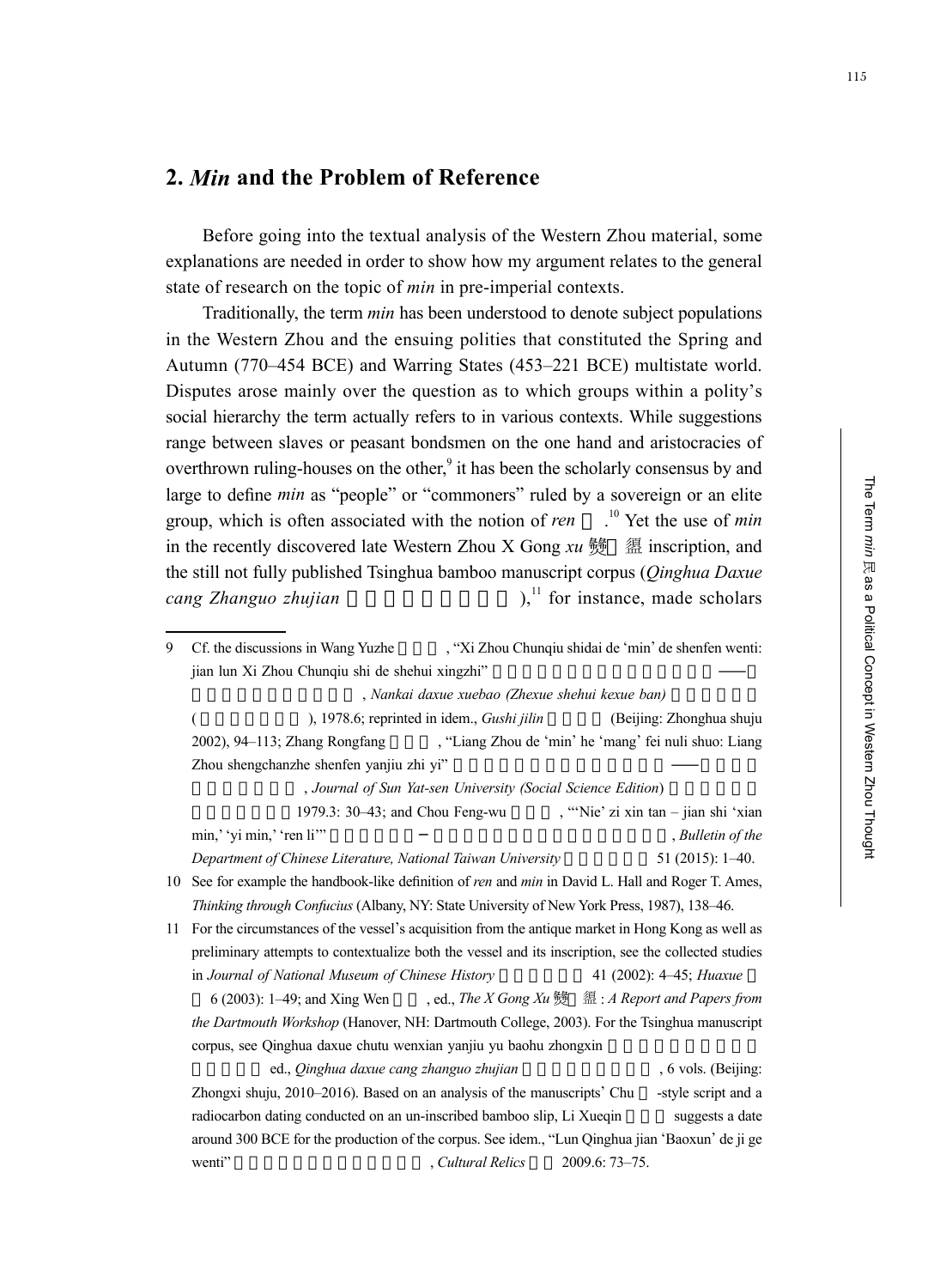## 2. *Min* and the Problem of Reference

Before going into the textual analysis of the Western Zhou material, some explanations are needed in order to show how my argument relates to the general state of research on the topic of *min* in pre-imperial contexts.

Traditionally, the term *min* has been understood to denote subject populations in the Western Zhou and the ensuing polities that constituted the Spring and Autumn (770–454 BCE) and Warring States (453–221 BCE) multistate world. Disputes arose mainly over the question as to which groups within a polity's social hierarchy the term actually refers to in various contexts. While suggestions range between slaves or peasant bondsmen on the one hand and aristocracies of overthrown ruling-houses on the other,[9] it has been the scholarly consensus by and large to define *min* as "people" or "commoners" ruled by a sovereign or an elite group, which is often associated with the notion of *ren* 人.[10] Yet the use of *min* in the recently discovered late Western Zhou X Gong *xu* 豳公盨 inscription, and the still not fully published Tsinghua bamboo manuscript corpus (*Qinghua Daxue cang Zhanguo zhujian* 清華大學藏戰國竹簡),[11] for instance, made scholars

---

9 Cf. the discussions in Wang Yuzhe 王玉哲, "Xi Zhou Chunqiu shidai de 'min' de shenfen wenti: jian lun Xi Zhou Chunqiu shi de shehui xingzhi" 西周春秋時代的「民」的身分問題——兼論西周春秋時的社會性質, *Nankai daxue xuebao (Zhexue shehui kexue ban)* 南開大學學報（哲學社會科學版）, 1978.6; reprinted in idem., *Gushi jilin* 古史集林 (Beijing: Zhonghua shuju 2002), 94–113; Zhang Rongfang 張榮芳, "Liang Zhou de 'min' he 'mang' fei nuli shuo: Liang Zhou shengchanzhe shenfen yanjiu zhi yi" 兩周的「民」和「氓」非奴隸說——兩周生產者身分研究之一, *Journal of Sun Yat-sen University (Social Science Edition)* 中山大學學報（社會科學版） 1979.3: 30–43; and Chou Feng-wu 周鳳五, "'Nie' zi xin tan – jian shi 'xian min,' 'yi min,' 'ren li'" 「臬」字新探－兼釋「獻民」、「義民」、「人鬲」, *Bulletin of the Department of Chinese Literature, National Taiwan University* 臺大中文學報 51 (2015): 1–40.

10 See for example the handbook-like definition of *ren* and *min* in David L. Hall and Roger T. Ames, *Thinking through Confucius* (Albany, NY: State University of New York Press, 1987), 138–46.

11 For the circumstances of the vessel's acquisition from the antique market in Hong Kong as well as preliminary attempts to contextualize both the vessel and its inscription, see the collected studies in *Journal of National Museum of Chinese History* 中國歷史文物 41 (2002): 4–45; *Huaxue* 華學 6 (2003): 1–49; and Xing Wen 邢文, ed., *The X Gong Xu* 豳公盨: *A Report and Papers from the Dartmouth Workshop* (Hanover, NH: Dartmouth College, 2003). For the Tsinghua manuscript corpus, see Qinghua daxue chutu wenxian yanjiu yu baohu zhongxin 清華大學出土文獻研究與保護中心, ed., *Qinghua daxue cang zhanguo zhujian* 清華大學藏戰國竹簡, 6 vols. (Beijing: Zhongxi shuju, 2010–2016). Based on an analysis of the manuscripts' Chu 楚-style script and a radiocarbon dating conducted on an un-inscribed bamboo slip, Li Xueqin 李學勤 suggests a date around 300 BCE for the production of the corpus. See idem., "Lun Qinghua jian 'Baoxun' de ji ge wenti" 論清華簡《保訓》的幾個問題, *Cultural Relics* 文物 2009.6: 73–75.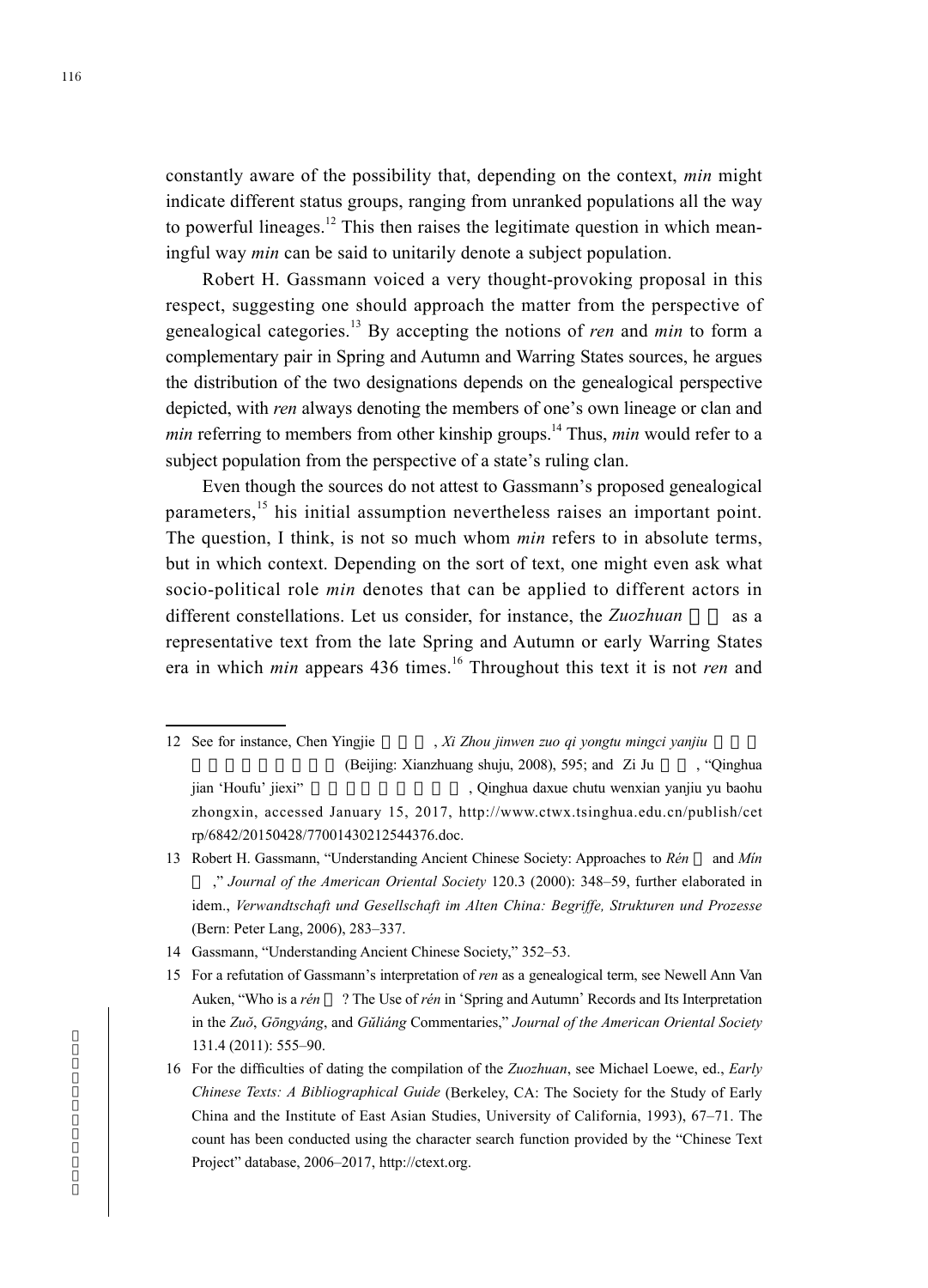constantly aware of the possibility that, depending on the context, *min* might indicate different status groups, ranging from unranked populations all the way to powerful lineages.[12] This then raises the legitimate question in which meaningful way *min* can be said to unitarily denote a subject population.

Robert H. Gassmann voiced a very thought-provoking proposal in this respect, suggesting one should approach the matter from the perspective of genealogical categories.[13] By accepting the notions of *ren* and *min* to form a complementary pair in Spring and Autumn and Warring States sources, he argues the distribution of the two designations depends on the genealogical perspective depicted, with *ren* always denoting the members of one's own lineage or clan and *min* referring to members from other kinship groups.[14] Thus, *min* would refer to a subject population from the perspective of a state's ruling clan.

Even though the sources do not attest to Gassmann's proposed genealogical parameters,[15] his initial assumption nevertheless raises an important point. The question, I think, is not so much whom *min* refers to in absolute terms, but in which context. Depending on the sort of text, one might even ask what socio-political role *min* denotes that can be applied to different actors in different constellations. Let us consider, for instance, the *Zuozhuan* 左傳 as a representative text from the late Spring and Autumn or early Warring States era in which *min* appears 436 times.[16] Throughout this text it is not *ren* and

---

12 See for instance, Chen Yingjie 陳英傑, *Xi Zhou jinwen zuo qi yongtu mingci yanjiu* 西周金文作器用途銘辭研究 (Beijing: Xianzhuang shuju, 2008), 595; and Zi Ju 子居, "Qinghua jian 'Houfu' jiexi" 清華簡《厚父》解析, Qinghua daxue chutu wenxian yanjiu yu baohu zhongxin, accessed January 15, 2017, http://www.ctwx.tsinghua.edu.cn/publish/cetrp/6842/20150428/77001430212544376.doc.

13 Robert H. Gassmann, "Understanding Ancient Chinese Society: Approaches to *Rén* 人 and *Mín* 民," *Journal of the American Oriental Society* 120.3 (2000): 348–59, further elaborated in idem., *Verwandtschaft und Gesellschaft im Alten China: Begriffe, Strukturen und Prozesse* (Bern: Peter Lang, 2006), 283–337.

14 Gassmann, "Understanding Ancient Chinese Society," 352–53.

15 For a refutation of Gassmann's interpretation of *ren* as a genealogical term, see Newell Ann Van Auken, "Who is a *rén* 人? The Use of *rén* in 'Spring and Autumn' Records and Its Interpretation in the *Zuǒ*, *Gōngyáng*, and *Gǔliáng* Commentaries," *Journal of the American Oriental Society* 131.4 (2011): 555–90.

16 For the difficulties of dating the compilation of the *Zuozhuan*, see Michael Loewe, ed., *Early Chinese Texts: A Bibliographical Guide* (Berkeley, CA: The Society for the Study of Early China and the Institute of East Asian Studies, University of California, 1993), 67–71. The count has been conducted using the character search function provided by the "Chinese Text Project" database, 2006–2017, http://ctext.org.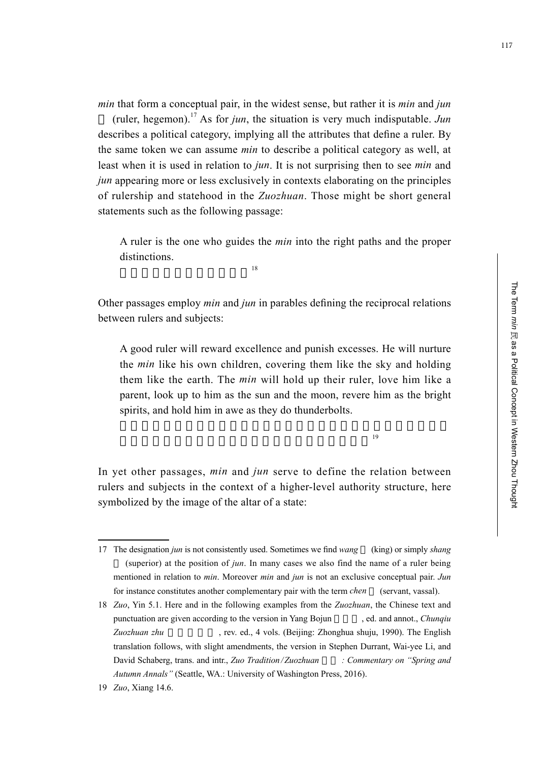*min* that form a conceptual pair, in the widest sense, but rather it is *min* and *jun* (ruler, hegemon).[17] As for *jun*, the situation is very much indisputable. *Jun* describes a political category, implying all the attributes that define a ruler. By the same token we can assume *min* to describe a political category as well, at least when it is used in relation to *jun*. It is not surprising then to see *min* and *jun* appearing more or less exclusively in contexts elaborating on the principles of rulership and statehood in the *Zuozhuan*. Those might be short general statements such as the following passage:

> A ruler is the one who guides the *min* into the right paths and the proper distinctions.
> [18]

Other passages employ *min* and *jun* in parables defining the reciprocal relations between rulers and subjects:

> A good ruler will reward excellence and punish excesses. He will nurture the *min* like his own children, covering them like the sky and holding them like the earth. The *min* will hold up their ruler, love him like a parent, look up to him as the sun and the moon, revere him as the bright spirits, and hold him in awe as they do thunderbolts.
> [19]

In yet other passages, *min* and *jun* serve to define the relation between rulers and subjects in the context of a higher-level authority structure, here symbolized by the image of the altar of a state:

---

17 The designation *jun* is not consistently used. Sometimes we find *wang* (king) or simply *shang* (superior) at the position of *jun*. In many cases we also find the name of a ruler being mentioned in relation to *min*. Moreover *min* and *jun* is not an exclusive conceptual pair. *Jun* for instance constitutes another complementary pair with the term *chen* (servant, vassal).

18 *Zuo*, Yin 5.1. Here and in the following examples from the *Zuozhuan*, the Chinese text and punctuation are given according to the version in Yang Bojun, ed. and annot., *Chunqiu Zuozhuan zhu*, rev. ed., 4 vols. (Beijing: Zhonghua shuju, 1990). The English translation follows, with slight amendments, the version in Stephen Durrant, Wai-yee Li, and David Schaberg, trans. and intr., *Zuo Tradition/Zuozhuan : Commentary on "Spring and Autumn Annals"* (Seattle, WA.: University of Washington Press, 2016).

19 *Zuo*, Xiang 14.6.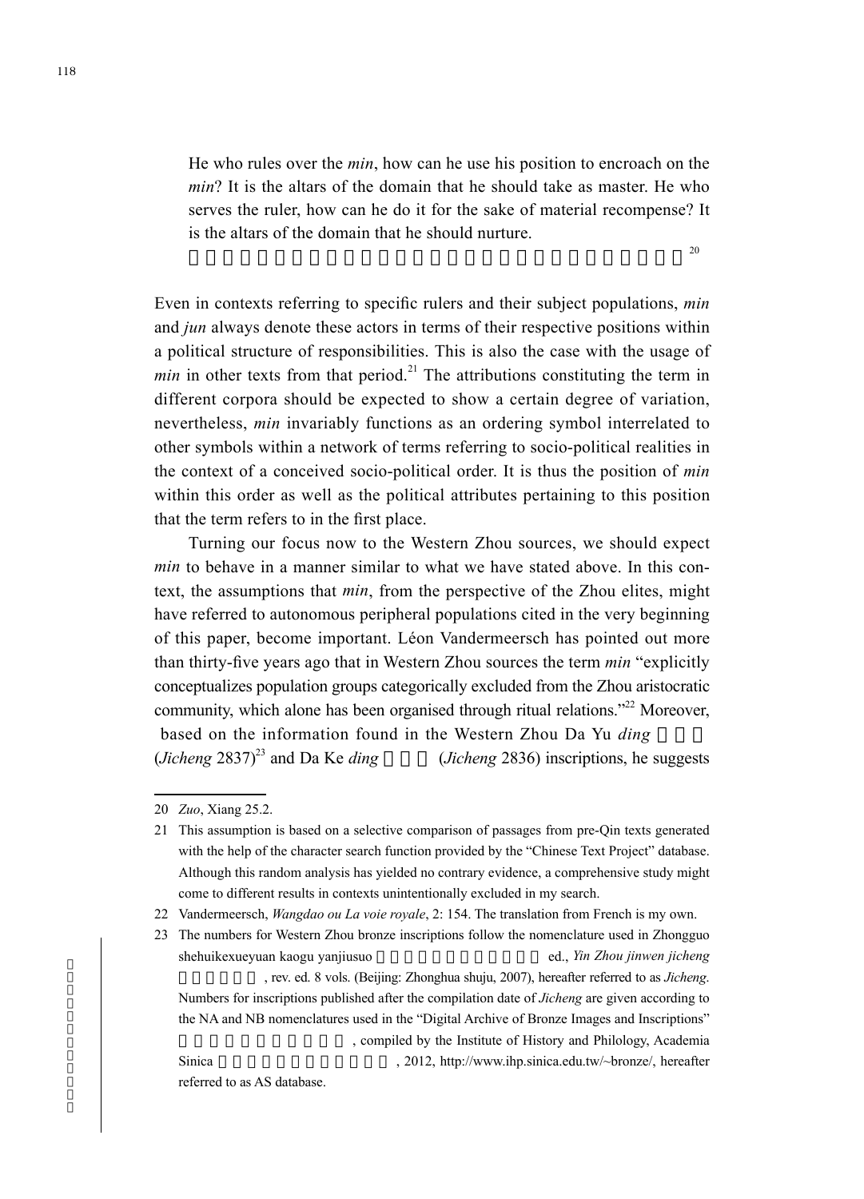He who rules over the *min*, how can he use his position to encroach on the *min*? It is the altars of the domain that he should take as master. He who serves the ruler, how can he do it for the sake of material recompense? It is the altars of the domain that he should nurture.
[20]

Even in contexts referring to specific rulers and their subject populations, *min* and *jun* always denote these actors in terms of their respective positions within a political structure of responsibilities. This is also the case with the usage of *min* in other texts from that period.[21] The attributions constituting the term in different corpora should be expected to show a certain degree of variation, nevertheless, *min* invariably functions as an ordering symbol interrelated to other symbols within a network of terms referring to socio-political realities in the context of a conceived socio-political order. It is thus the position of *min* within this order as well as the political attributes pertaining to this position that the term refers to in the first place.

Turning our focus now to the Western Zhou sources, we should expect *min* to behave in a manner similar to what we have stated above. In this context, the assumptions that *min*, from the perspective of the Zhou elites, might have referred to autonomous peripheral populations cited in the very beginning of this paper, become important. Léon Vandermeersch has pointed out more than thirty-five years ago that in Western Zhou sources the term *min* "explicitly conceptualizes population groups categorically excluded from the Zhou aristocratic community, which alone has been organised through ritual relations."[22] Moreover, based on the information found in the Western Zhou Da Yu *ding* (*Jicheng* 2837)[23] and Da Ke *ding* (*Jicheng* 2836) inscriptions, he suggests

---

20 *Zuo*, Xiang 25.2.

21 This assumption is based on a selective comparison of passages from pre-Qin texts generated with the help of the character search function provided by the "Chinese Text Project" database. Although this random analysis has yielded no contrary evidence, a comprehensive study might come to different results in contexts unintentionally excluded in my search.

22 Vandermeersch, *Wangdao ou La voie royale*, 2: 154. The translation from French is my own.

23 The numbers for Western Zhou bronze inscriptions follow the nomenclature used in Zhongguo shehuikexueyuan kaogu yanjiusuo ed., *Yin Zhou jinwen jicheng*, rev. ed. 8 vols. (Beijing: Zhonghua shuju, 2007), hereafter referred to as *Jicheng*. Numbers for inscriptions published after the compilation date of *Jicheng* are given according to the NA and NB nomenclatures used in the "Digital Archive of Bronze Images and Inscriptions", compiled by the Institute of History and Philology, Academia Sinica, 2012, http://www.ihp.sinica.edu.tw/~bronze/, hereafter referred to as AS database.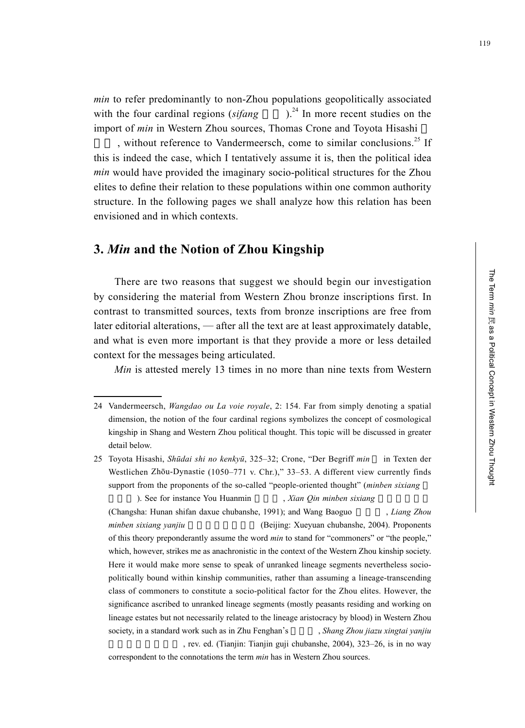*min* to refer predominantly to non-Zhou populations geopolitically associated with the four cardinal regions (*sifang* 四方).[24] In more recent studies on the import of *min* in Western Zhou sources, Thomas Crone and Toyota Hisashi 豊田久, without reference to Vandermeersch, come to similar conclusions.[25] If this is indeed the case, which I tentatively assume it is, then the political idea *min* would have provided the imaginary socio-political structures for the Zhou elites to define their relation to these populations within one common authority structure. In the following pages we shall analyze how this relation has been envisioned and in which contexts.

## 3. *Min* and the Notion of Zhou Kingship

There are two reasons that suggest we should begin our investigation by considering the material from Western Zhou bronze inscriptions first. In contrast to transmitted sources, texts from bronze inscriptions are free from later editorial alterations, — after all the text are at least approximately datable, and what is even more important is that they provide a more or less detailed context for the messages being articulated.

*Min* is attested merely 13 times in no more than nine texts from Western

---

24 Vandermeersch, *Wangdao ou La voie royale*, 2: 154. Far from simply denoting a spatial dimension, the notion of the four cardinal regions symbolizes the concept of cosmological kingship in Shang and Western Zhou political thought. This topic will be discussed in greater detail below.

25 Toyota Hisashi, *Shūdai shi no kenkyū*, 325–32; Crone, "Der Begriff *min* 民 in Texten der Westlichen Zhōu-Dynastie (1050–771 v. Chr.)," 33–53. A different view currently finds support from the proponents of the so-called "people-oriented thought" (*minben sixiang* 民本思想). See for instance You Huanmin 游唤民, *Xian Qin minben sixiang* 先秦民本思想 (Changsha: Hunan shifan daxue chubanshe, 1991); and Wang Baoguo 王保国, *Liang Zhou minben sixiang yanjiu* 两周民本思想研究 (Beijing: Xueyuan chubanshe, 2004). Proponents of this theory preponderantly assume the word *min* to stand for "commoners" or "the people," which, however, strikes me as anachronistic in the context of the Western Zhou kinship society. Here it would make more sense to speak of unranked lineage segments nevertheless socio-politically bound within kinship communities, rather than assuming a lineage-transcending class of commoners to constitute a socio-political factor for the Zhou elites. However, the significance ascribed to unranked lineage segments (mostly peasants residing and working on lineage estates but not necessarily related to the lineage aristocracy by blood) in Western Zhou society, in a standard work such as in Zhu Fenghan's 朱凤瀚, *Shang Zhou jiazu xingtai yanjiu* 商周家族形态研究, rev. ed. (Tianjin: Tianjin guji chubanshe, 2004), 323–26, is in no way correspondent to the connotations the term *min* has in Western Zhou sources.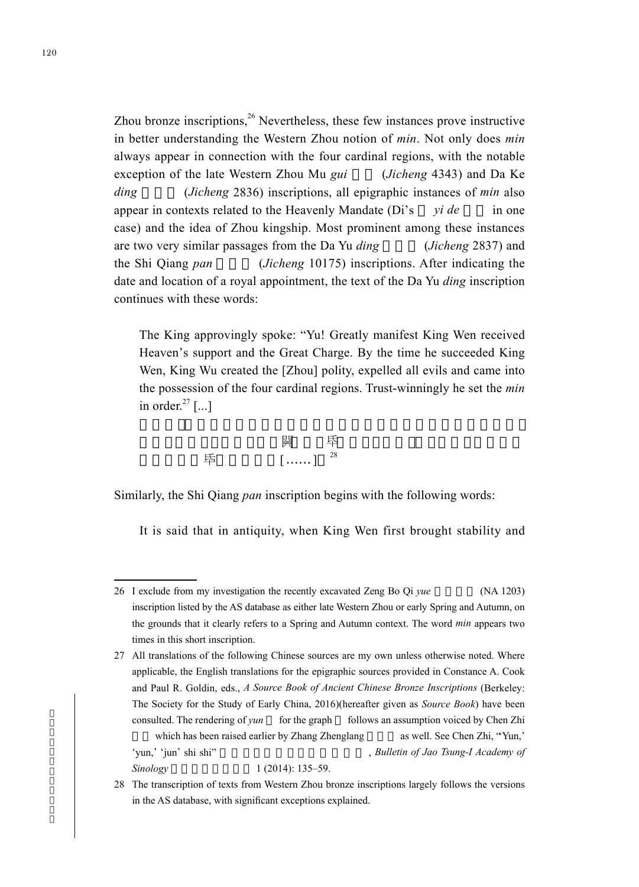Zhou bronze inscriptions,[26] Nevertheless, these few instances prove instructive in better understanding the Western Zhou notion of *min*. Not only does *min* always appear in connection with the four cardinal regions, with the notable exception of the late Western Zhou Mu *gui* (*Jicheng* 4343) and Da Ke *ding* (*Jicheng* 2836) inscriptions, all epigraphic instances of *min* also appear in contexts related to the Heavenly Mandate (Di's *yi de* in one case) and the idea of Zhou kingship. Most prominent among these instances are two very similar passages from the Da Yu *ding* (*Jicheng* 2837) and the Shi Qiang *pan* (*Jicheng* 10175) inscriptions. After indicating the date and location of a royal appointment, the text of the Da Yu *ding* inscription continues with these words:

> The King approvingly spoke: "Yu! Greatly manifest King Wen received Heaven's support and the Great Charge. By the time he succeeded King Wen, King Wuc reated the [Zhou] polity, expelled all evils and came into the possession of the four cardinal regions. Trust-winningly he set the *min* in order.[27] [...]
>
> 闢 氒 氒 [……][28]

Similarly, the Shi Qiang *pan* inscription begins with the following words:

> It is said that in antiquity, when King Wen first brought stability and

---

26 I exclude from my investigation the recently excavated Zeng Bo Qi *yue* (NA 1203) inscription listed by the AS database as either late Western Zhou or early Spring and Autumn, on the grounds that it clearly refers to a Spring and Autumn context. The word *min* appears two times in this short inscription.

27 All translations of the following Chinese sources are my own unless otherwise noted. Where applicable, the English translations for the epigraphic sources provided in Constance A. Cook and Paul R. Goldin, eds., *A Source Book of Ancient Chinese Bronze Inscriptions* (Berkeley: The Society for the Study of Early China, 2016)(hereafter given as *Source Book*) have been consulted. The rendering of *yun* for the graph follows an assumption voiced by Chen Zhi which has been raised earlier by Zhang Zhenglang as well. See Chen Zhi, "'Yun,' 'yun,' 'jun' shi shi" , *Bulletin of Jao Tsung-I Academy of Sinology* 1 (2014): 135–59.

28 The transcription of texts from Western Zhou bronze inscriptions largely follows the versions in the AS database, with significant exceptions explained.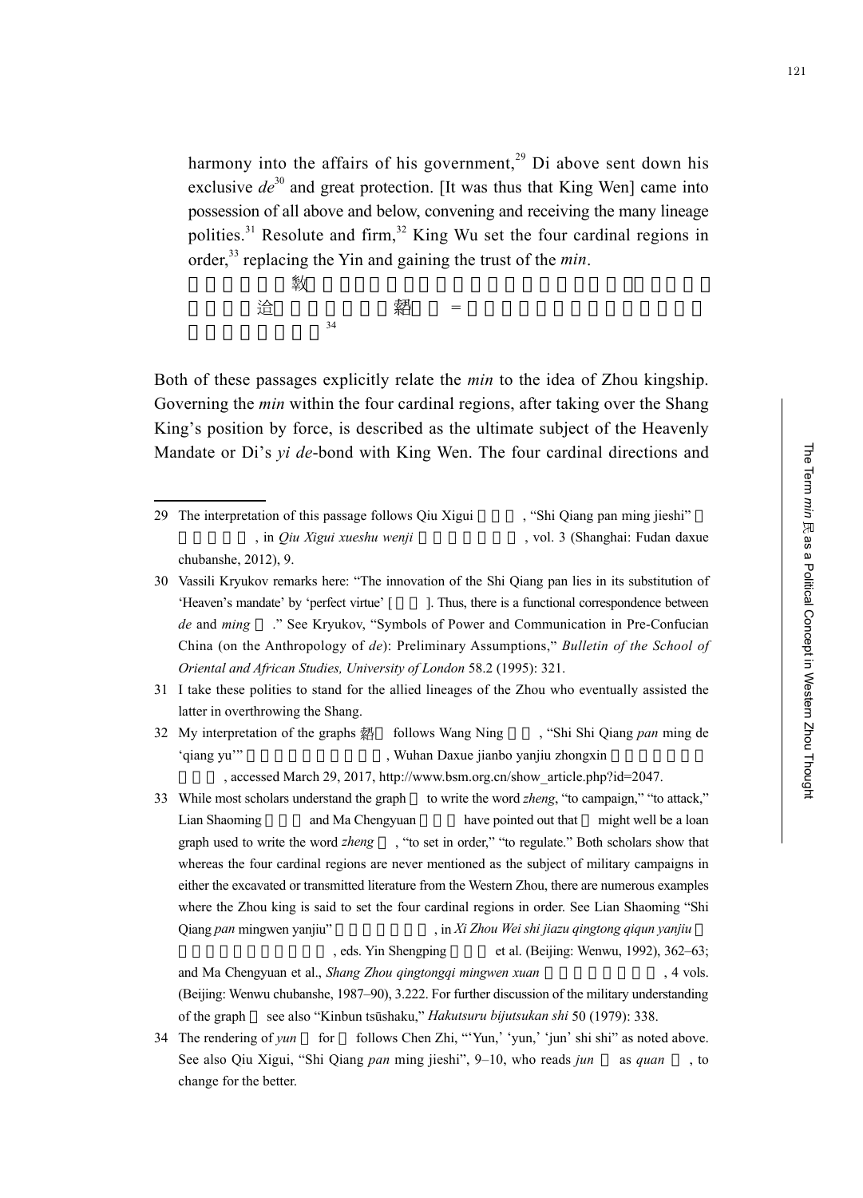harmony into the affairs of his government,[29] Di above sent down his exclusive *de*[30] and great protection. [It was thus that King Wen] came into possession of all above and below, convening and receiving the many lineage polities.[31] Resolute and firm,[32] King Wu set the four cardinal regions in order,[33] replacing the Yin and gaining the trust of the *min*.

          𢾊

     迨          䎙    =

[34]

Both of these passages explicitly relate the *min* to the idea of Zhou kingship. Governing the *min* within the four cardinal regions, after taking over the Shang King's position by force, is described as the ultimate subject of the Heavenly Mandate or Di's *yi de*-bond with King Wen. The four cardinal directions and

---

29 The interpretation of this passage follows Qiu Xigui , "Shi Qiang pan ming jieshi" , in *Qiu Xigui xueshu wenji* , vol. 3 (Shanghai: Fudan daxue chubanshe, 2012), 9.

30 Vassili Kryukov remarks here: "The innovation of the Shi Qiang pan lies in its substitution of 'Heaven's mandate' by 'perfect virtue' [ ]. Thus, there is a functional correspondence between *de* and *ming* ." See Kryukov, "Symbols of Power and Communication in Pre-Confucian China (on the Anthropology of *de*): Preliminary Assumptions," *Bulletin of the School of Oriental and African Studies, University of London* 58.2 (1995): 321.

31 I take these polities to stand for the allied lineages of the Zhou who eventually assisted the latter in overthrowing the Shang.

32 My interpretation of the graphs 䎙 follows Wang Ning , "Shi Shi Qiang *pan* ming de 'qiang yu'" , Wuhan Daxue jianbo yanjiu zhongxin , accessed March 29, 2017, http://www.bsm.org.cn/show_article.php?id=2047.

33 While most scholars understand the graph to write the word *zheng*, "to campaign," "to attack," Lian Shaoming and Ma Chengyuan have pointed out that might well be a loan graph used to write the word *zheng* , "to set in order," "to regulate." Both scholars show that whereas the four cardinal regions are never mentioned as the subject of military campaigns in either the excavated or transmitted literature from the Western Zhou, there are numerous examples where the Zhou king is said to set the four cardinal regions in order. See Lian Shaoming "Shi Qiang *pan* mingwen yanjiu" , in *Xi Zhou Wei shi jiazu qingtong qiqun yanjiu* , eds. Yin Shengping et al. (Beijing: Wenwu, 1992), 362–63; and Ma Chengyuan et al., *Shang Zhou qingtongqi mingwen xuan* , 4 vols. (Beijing: Wenwu chubanshe, 1987–90), 3.222. For further discussion of the military understanding of the graph see also "Kinbun tsūshaku," *Hakutsuru bijutsukan shi* 50 (1979): 338.

34 The rendering of *yun* for follows Chen Zhi, "'Yun,' 'yun,' 'jun' shi shi" as noted above. See also Qiu Xigui, "Shi Qiang *pan* ming jieshi", 9–10, who reads *jun* as *quan* , to change for the better.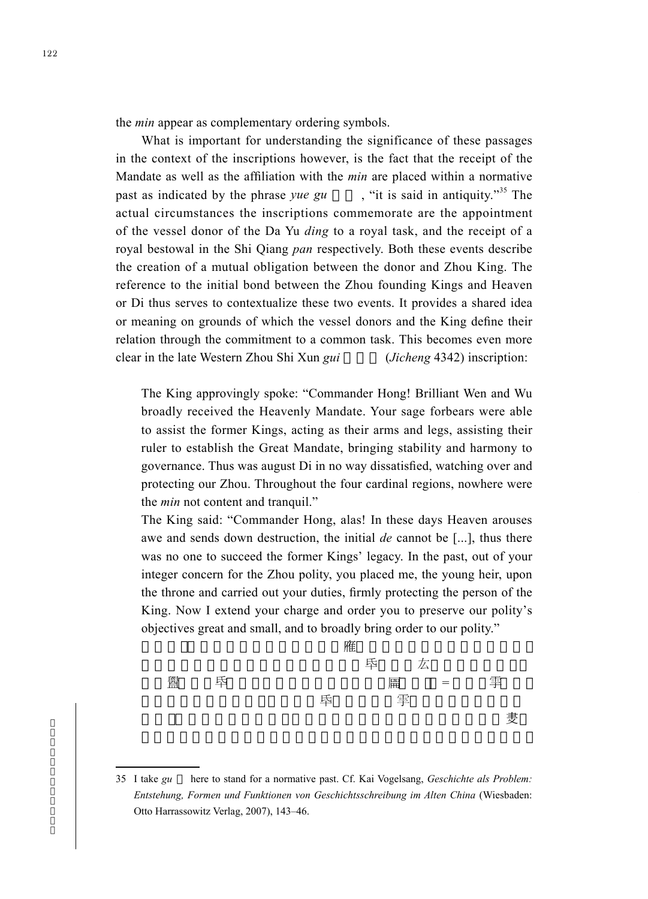the *min* appear as complementary ordering symbols.

What is important for understanding the significance of these passages in the context of the inscriptions however, is the fact that the receipt of the Mandate as well as the affiliation with the *min* are placed within a normative past as indicated by the phrase *yue gu* , "it is said in antiquity."[35] The actual circumstances the inscriptions commemorate are the appointment of the vessel donor of the Da Yu *ding* to a royal task, and the receipt of a royal bestowal in the Shi Qiang *pan* respectively. Both these events describe the creation of a mutual obligation between the donor and Zhou King. The reference to the initial bond between the Zhou founding Kings and Heaven or Di thus serves to contextualize these two events. It provides a shared idea or meaning on grounds of which the vessel donors and the King define their relation through the commitment to a common task. This becomes even more clear in the late Western Zhou Shi Xun *gui* (*Jicheng* 4342) inscription:

> The King approvingly spoke: "Commander Hong! Brilliant Wen and Wu broadly received the Heavenly Mandate. Your sage forbears were able to assist the former Kings, acting as their arms and legs, assisting their ruler to establish the Great Mandate, bringing stability and harmony to governance. Thus was august Di in no way dissatisfied, watching over and protecting our Zhou. Throughout the four cardinal regions, nowhere were the *min* not content and tranquil."
>
> The King said: "Commander Hong, alas! In these days Heaven arouses awe and sends down destruction, the initial *de* cannot be [...], thus there was no one to succeed the former Kings' legacy. In the past, out of your integer concern for the Zhou polity, you placed me, the young heir, upon the throne and carried out your duties, firmly protecting the person of the King. Now I extend your charge and order you to preserve our polity's objectives great and small, and to broadly bring order to our polity."
>
> 雁
> 乓 厷
> 闔 乓 闢 = 霻
> 乓 霻
> 妻

35 I take *gu* here to stand for a normative past. Cf. Kai Vogelsang, *Geschichte als Problem: Entstehung, Formen und Funktionen von Geschichtsschreibung im Alten China* (Wiesbaden: Otto Harrassowitz Verlag, 2007), 143–46.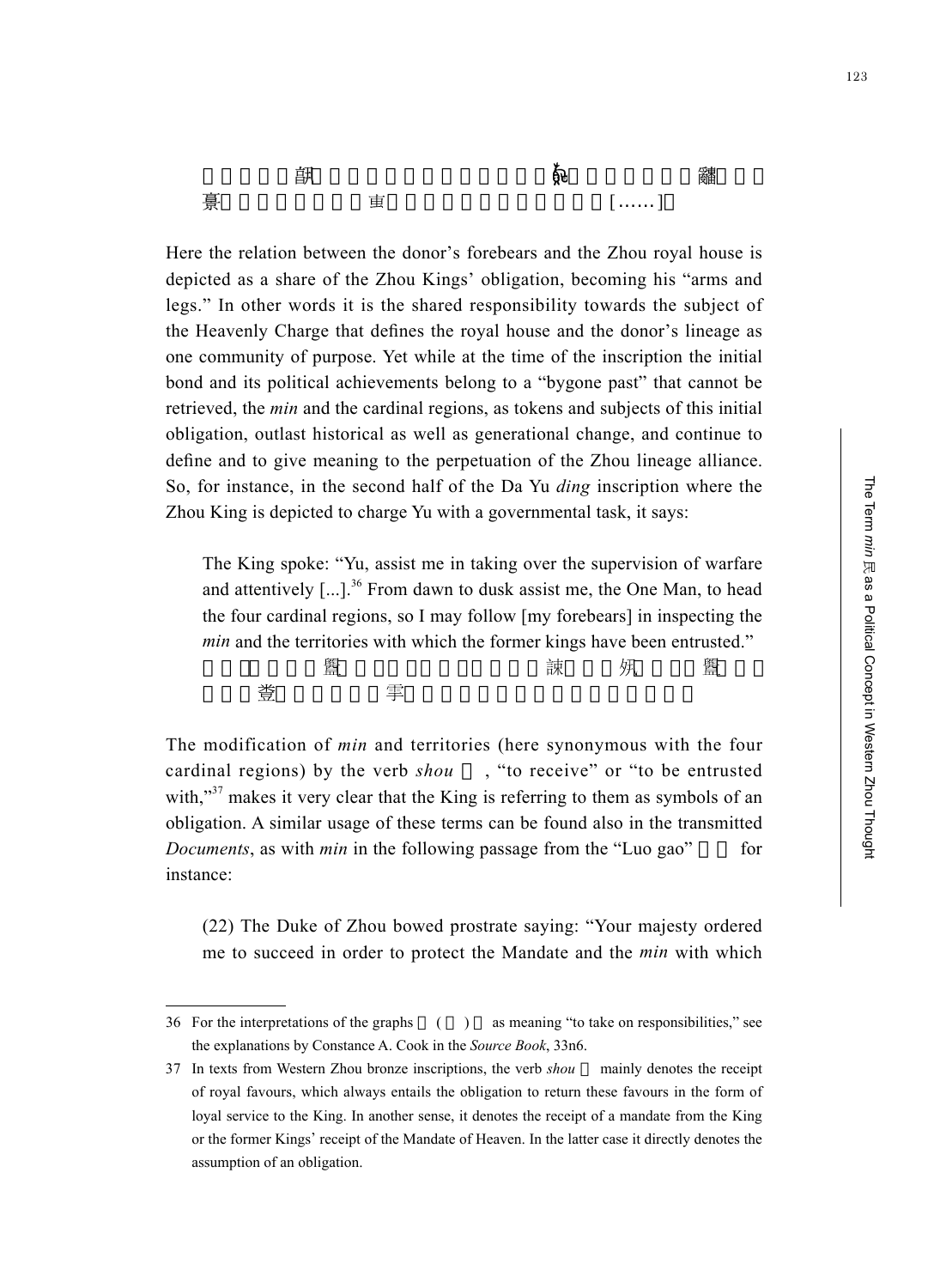訊　　　　　　　　𠭯　　　　　　　鬻
𦎫　　　　　　叀　　　　　　　　　　[……]

Here the relation between the donor's forebears and the Zhou royal house is depicted as a share of the Zhou Kings' obligation, becoming his "arms and legs." In other words it is the shared responsibility towards the subject of the Heavenly Charge that defines the royal house and the donor's lineage as one community of purpose. Yet while at the time of the inscription the initial bond and its political achievements belong to a "bygone past" that cannot be retrieved, the *min* and the cardinal regions, as tokens and subjects of this initial obligation, outlast historical as well as generational change, and continue to define and to give meaning to the perpetuation of the Zhou lineage alliance. So, for instance, in the second half of the Da Yu *ding* inscription where the Zhou King is depicted to charge Yu with a governmental task, it says:

> The King spoke: "Yu, assist me in taking over the supervision of warfare and attentively [...].[36] From dawn to dusk assist me, the One Man, to head the four cardinal regions, so I may follow [my forebears] in inspecting the *min* and the territories with which the former kings have been entrusted."
> [　　　　𤔲　　　　　　　　諫　　　殅　　　𤔲
> 　登　　　　　雩

The modification of *min* and territories (here synonymous with the four cardinal regions) by the verb *shou* , "to receive" or "to be entrusted with,"[37] makes it very clear that the King is referring to them as symbols of an obligation. A similar usage of these terms can be found also in the transmitted *Documents*, as with *min* in the following passage from the "Luo gao" for instance:

> (22) The Duke of Zhou bowed prostrate saying: "Your majesty ordered me to succeed in order to protect the Mandate and the *min* with which

---

36 For the interpretations of the graphs ( ) as meaning "to take on responsibilities," see the explanations by Constance A. Cook in the *Source Book*, 33n6.

37 In texts from Western Zhou bronze inscriptions, the verb *shou* mainly denotes the receipt of royal favours, which always entails the obligation to return these favours in the form of loyal service to the King. In another sense, it denotes the receipt of a mandate from the King or the former Kings' receipt of the Mandate of Heaven. In the latter case it directly denotes the assumption of an obligation.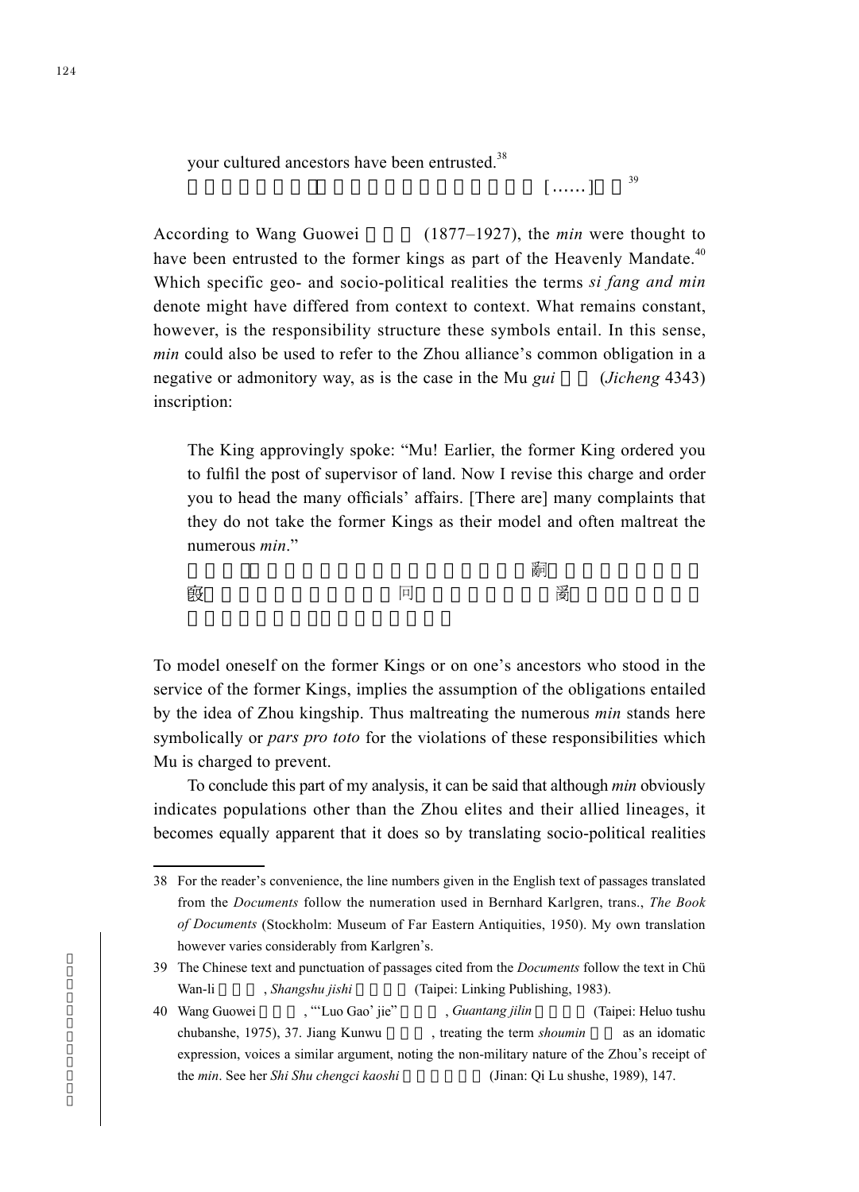your cultured ancestors have been entrusted.[38]

[……][39]

According to Wang Guowei (1877–1927), the *min* were thought to have been entrusted to the former kings as part of the Heavenly Mandate.[40] Which specific geo- and socio-political realities the terms *si fang and min* denote might have differed from context to context. What remains constant, however, is the responsibility structure these symbols entail. In this sense, *min* could also be used to refer to the Zhou alliance's common obligation in a negative or admonitory way, as is the case in the Mu *gui* (*Jicheng* 4343) inscription:

> The King approvingly spoke: "Mu! Earlier, the former King ordered you to fulfil the post of supervisor of land. Now I revise this charge and order you to head the many officials' affairs. [There are] many complaints that they do not take the former Kings as their model and often maltreat the numerous *min*."

To model oneself on the former Kings or on one's ancestors who stood in the service of the former Kings, implies the assumption of the obligations entailed by the idea of Zhou kingship. Thus maltreating the numerous *min* stands here symbolically or *pars pro toto* for the violations of these responsibilities which Mu is charged to prevent.

To conclude this part of my analysis, it can be said that although *min* obviously indicates populations other than the Zhou elites and their allied lineages, it becomes equally apparent that it does so by translating socio-political realities

---

38 For the reader's convenience, the line numbers given in the English text of passages translated from the *Documents* follow the numeration used in Bernhard Karlgren, trans., *The Book of Documents* (Stockholm: Museum of Far Eastern Antiquities, 1950). My own translation however varies considerably from Karlgren's.

39 The Chinese text and punctuation of passages cited from the *Documents* follow the text in Chü Wan-li, *Shangshu jishi* (Taipei: Linking Publishing, 1983).

40 Wang Guowei, "'Luo Gao' jie", *Guantang jilin* (Taipei: Heluo tushu chubanshe, 1975), 37. Jiang Kunwu, treating the term *shoumin* as an idomatic expression, voices a similar argument, noting the non-military nature of the Zhou's receipt of the *min*. See her *Shi Shu chengci kaoshi* (Jinan: Qi Lu shushe, 1989), 147.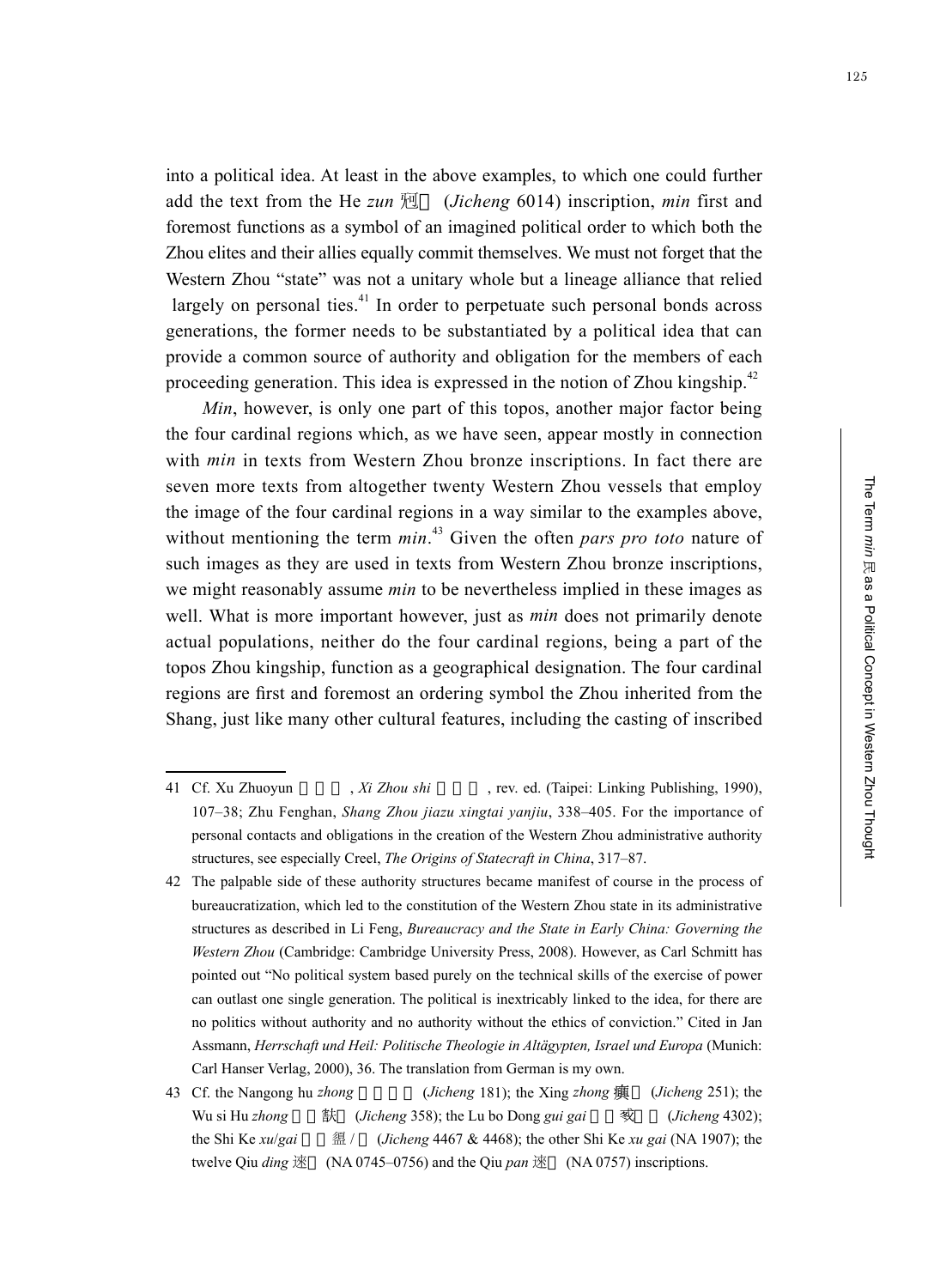into a political idea. At least in the above examples, to which one could further add the text from the He *zun* 宼 (*Jicheng* 6014) inscription, *min* first and foremost functions as a symbol of an imagined political order to which both the Zhou elites and their allies equally commit themselves. We must not forget that the Western Zhou "state" was not a unitary whole but a lineage alliance that relied largely on personal ties.[41] In order to perpetuate such personal bonds across generations, the former needs to be substantiated by a political idea that can provide a common source of authority and obligation for the members of each proceeding generation. This idea is expressed in the notion of Zhou kingship.[42]

*Min*, however, is only one part of this topos, another major factor being the four cardinal regions which, as we have seen, appear mostly in connection with *min* in texts from Western Zhou bronze inscriptions. In fact there are seven more texts from altogether twenty Western Zhou vessels that employ the image of the four cardinal regions in a way similar to the examples above, without mentioning the term *min*.[43] Given the often *pars pro toto* nature of such images as they are used in texts from Western Zhou bronze inscriptions, we might reasonably assume *min* to be nevertheless implied in these images as well. What is more important however, just as *min* does not primarily denote actual populations, neither do the four cardinal regions, being a part of the topos Zhou kingship, function as a geographical designation. The four cardinal regions are first and foremost an ordering symbol the Zhou inherited from the Shang, just like many other cultural features, including the casting of inscribed

41 Cf. Xu Zhuoyun , *Xi Zhou shi* , rev. ed. (Taipei: Linking Publishing, 1990), 107–38; Zhu Fenghan, *Shang Zhou jiazu xingtai yanjiu*, 338–405. For the importance of personal contacts and obligations in the creation of the Western Zhou administrative authority structures, see especially Creel, *The Origins of Statecraft in China*, 317–87.

42 The palpable side of these authority structures became manifest of course in the process of bureaucratization, which led to the constitution of the Western Zhou state in its administrative structures as described in Li Feng, *Bureaucracy and the State in Early China: Governing the Western Zhou* (Cambridge: Cambridge University Press, 2008). However, as Carl Schmitt has pointed out "No political system based purely on the technical skills of the exercise of power can outlast one single generation. The political is inextricably linked to the idea, for there are no politics without authority and no authority without the ethics of conviction." Cited in Jan Assmann, *Herrschaft und Heil: Politische Theologie in Altägypten, Israel und Europa* (Munich: Carl Hanser Verlag, 2000), 36. The translation from German is my own.

43 Cf. the Nangong hu *zhong* (*Jicheng* 181); the Xing *zhong* 癲 (*Jicheng* 251); the Wu si Hu *zhong* 㝬 (*Jicheng* 358); the Lu bo Dong *gui gai* 𢦔 (*Jicheng* 4302); the Shi Ke *xu*/*gai* 盨 / (*Jicheng* 4467 & 4468); the other Shi Ke *xu gai* (NA 1907); the twelve Qiu *ding* 逑 (NA 0745–0756) and the Qiu *pan* 逑 (NA 0757) inscriptions.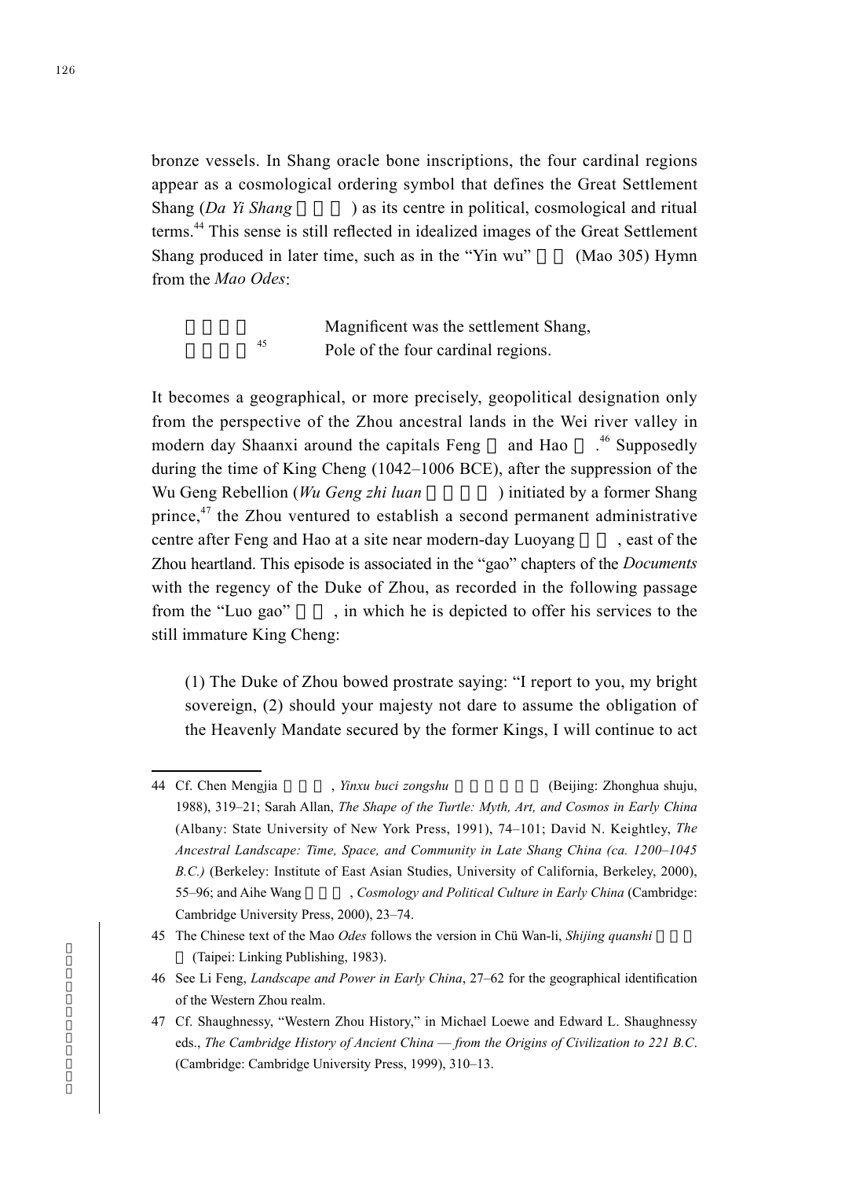bronze vessels. In Shang oracle bone inscriptions, the four cardinal regions appear as a cosmological ordering symbol that defines the Great Settlement Shang (*Da Yi Shang* 大邑商) as its centre in political, cosmological and ritual terms.[44] This sense is still reflected in idealized images of the Great Settlement Shang produced in later time, such as in the "Yin wu" 殷武 (Mao 305) Hymn from the *Mao Odes*:

| | |
|---|---|
| 商邑翼翼 | Magnificent was the settlement Shang, |
| 四方之極[45] | Pole of the four cardinal regions. |

It becomes a geographical, or more precisely, geopolitical designation only from the perspective of the Zhou ancestral lands in the Wei river valley in modern day Shaanxi around the capitals Feng 豐 and Hao 鎬.[46] Supposedly during the time of King Cheng (1042–1006 BCE), after the suppression of the Wu Geng Rebellion (*Wu Geng zhi luan* 武庚之亂) initiated by a former Shang prince,[47] the Zhou ventured to establish a second permanent administrative centre after Feng and Hao at a site near modern-day Luoyang 洛陽, east of the Zhou heartland. This episode is associated in the "gao" chapters of the *Documents* with the regency of the Duke of Zhou, as recorded in the following passage from the "Luo gao" 洛誥, in which he is depicted to offer his services to the still immature King Cheng:

> (1) The Duke of Zhou bowed prostrate saying: "I report to you, my bright sovereign, (2) should your majesty not dare to assume the obligation of the Heavenly Mandate secured by the former Kings, I will continue to act

---

44 Cf. Chen Mengjia 陳夢家, *Yinxu buci zongshu* 殷虛卜辭綜述 (Beijing: Zhonghua shuju, 1988), 319–21; Sarah Allan, *The Shape of the Turtle: Myth, Art, and Cosmos in Early China* (Albany: State University of New York Press, 1991), 74–101; David N. Keightley, *The Ancestral Landscape: Time, Space, and Community in Late Shang China (ca. 1200–1045 B.C.)* (Berkeley: Institute of East Asian Studies, University of California, Berkeley, 2000), 55–96; and Aihe Wang 王愛和, *Cosmology and Political Culture in Early China* (Cambridge: Cambridge University Press, 2000), 23–74.

45 The Chinese text of the Mao *Odes* follows the version in Chü Wan-li, *Shijing quanshi* 詩經詮釋 (Taipei: Linking Publishing, 1983).

46 See Li Feng, *Landscape and Power in Early China*, 27–62 for the geographical identification of the Western Zhou realm.

47 Cf. Shaughnessy, "Western Zhou History," in Michael Loewe and Edward L. Shaughnessy eds., *The Cambridge History of Ancient China — from the Origins of Civilization to 221 B.C.* (Cambridge: Cambridge University Press, 1999), 310–13.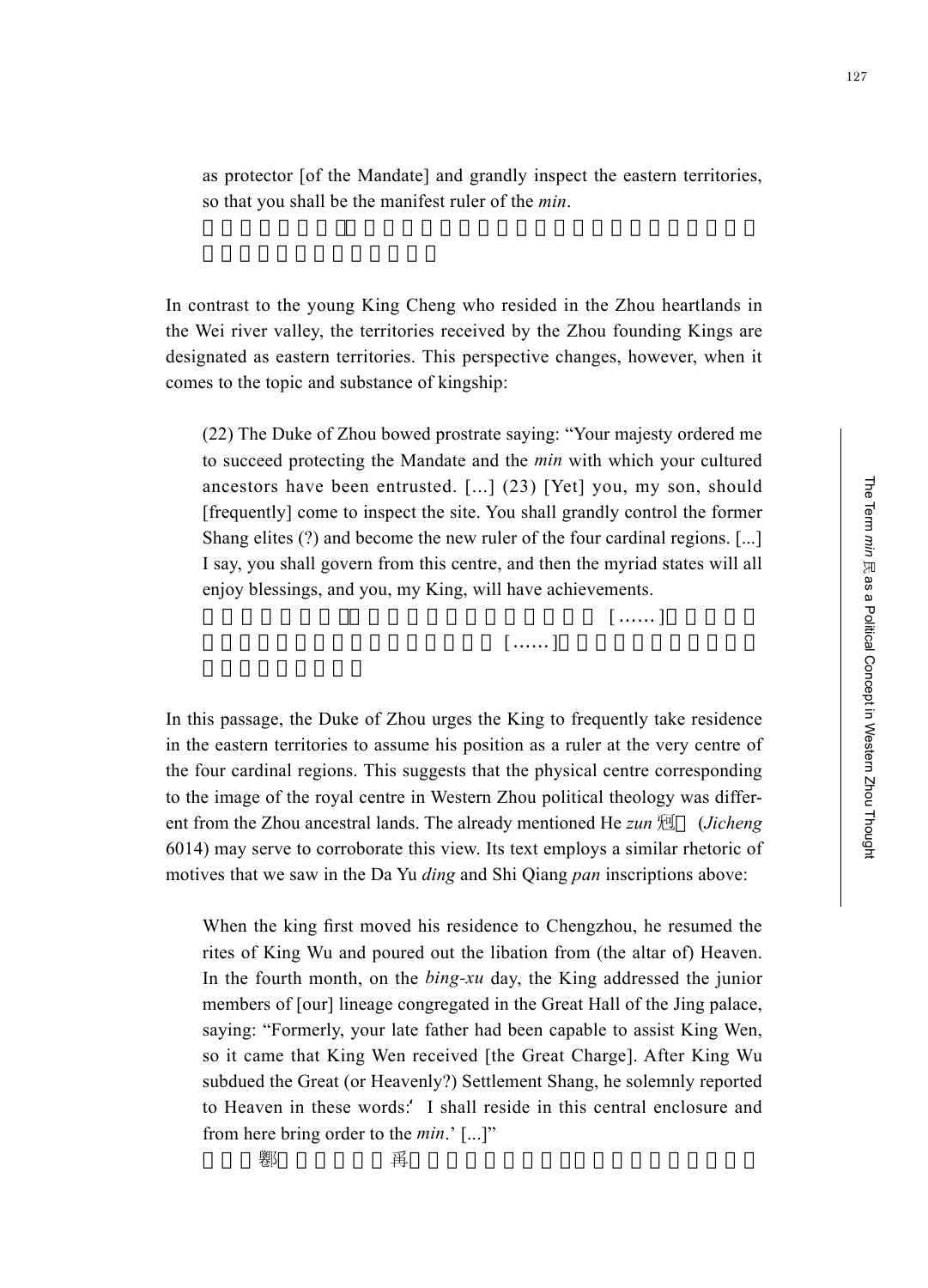as protector [of the Mandate] and grandly inspect the eastern territories, so that you shall be the manifest ruler of the *min*.

In contrast to the young King Cheng who resided in the Zhou heartlands in the Wei river valley, the territories received by the Zhou founding Kings are designated as eastern territories. This perspective changes, however, when it comes to the topic and substance of kingship:

(22) The Duke of Zhou bowed prostrate saying: "Your majesty ordered me to succeed protecting the Mandate and the *min* with which your cultured ancestors have been entrusted. [...] (23) [Yet] you, my son, should [frequently] come to inspect the site. You shall grandly control the former Shang elites (?) and become the new ruler of the four cardinal regions. [...] I say, you shall govern from this centre, and then the myriad states will all enjoy blessings, and you, my King, will have achievements.

[……]
[……]

In this passage, the Duke of Zhou urges the King to frequently take residence in the eastern territories to assume his position as a ruler at the very centre of the four cardinal regions. This suggests that the physical centre corresponding to the image of the royal centre in Western Zhou political theology was different from the Zhou ancestral lands. The already mentioned He *zun* 烱 (*Jicheng* 6014) may serve to corroborate this view. Its text employs a similar rhetoric of motives that we saw in the Da Yu *ding* and Shi Qiang *pan* inscriptions above:

When the king first moved his residence to Chengzhou, he resumed the rites of King Wu and poured out the libation from (the altar of) Heaven. In the fourth month, on the *bing-xu* day, the King addressed the junior members of [our] lineage congregated in the Great Hall of the Jing palace, saying: "Formerly, your late father had been capable to assist King Wen, so it came that King Wen received [the Great Charge]. After King Wu subdued the Great (or Heavenly?) Settlement Shang, he solemnly reported to Heaven in these words: 'I shall reside in this central enclosure and from here bring order to the *min*.' [...]"

鄁 爯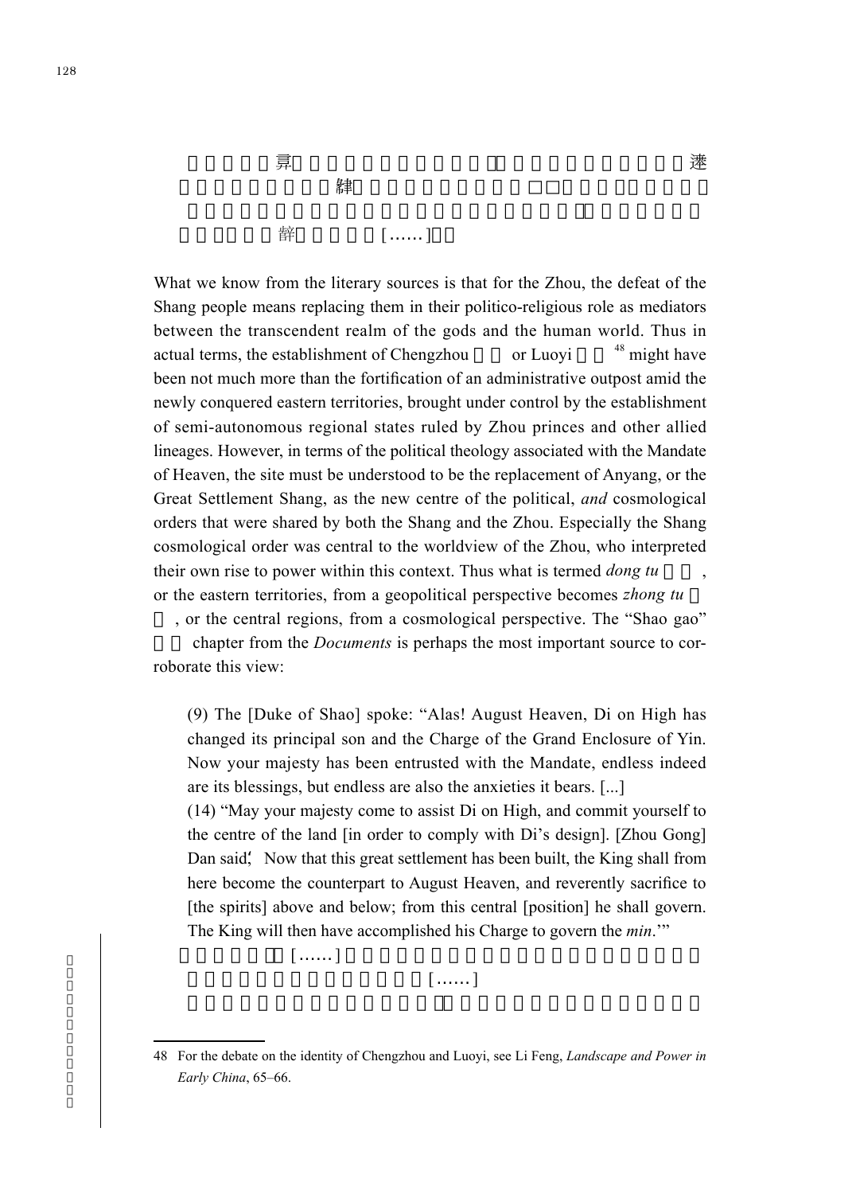异 逨
肆
辥 [……]

What we know from the literary sources is that for the Zhou, the defeat of the Shang people means replacing them in their politico-religious role as mediators between the transcendent realm of the gods and the human world. Thus in actual terms, the establishment of Chengzhou or Luoyi[48] might have been not much more than the fortification of an administrative outpost amid the newly conquered eastern territories, brought under control by the establishment of semi-autonomous regional states ruled by Zhou princes and other allied lineages. However, in terms of the political theology associated with the Mandate of Heaven, the site must be understood to be the replacement of Anyang, or the Great Settlement Shang, as the new centre of the political, *and* cosmological orders that were shared by both the Shang and the Zhou. Especially the Shang cosmological order was central to the worldview of the Zhou, who interpreted their own rise to power within this context. Thus what is termed *dong tu*, or the eastern territories, from a geopolitical perspective becomes *zhong tu*, or the central regions, from a cosmological perspective. The "Shao gao" chapter from the *Documents* is perhaps the most important source to corroborate this view:

> (9) The [Duke of Shao] spoke: "Alas! August Heaven, Di on High has changed its principal son and the Charge of the Grand Enclosure of Yin. Now your majesty has been entrusted with the Mandate, endless indeed are its blessings, but endless are also the anxieties it bears. [...]
>
> (14) "May your majesty come to assist Di on High, and commit yourself to the centre of the land [in order to comply with Di's design]. [Zhou Gong] Dan said; Now that this great settlement has been built, the King shall from here become the counterpart to August Heaven, and reverently sacrifice to [the spirits] above and below; from this central [position] he shall govern. The King will then have accomplished his Charge to govern the *min*.'"
>
> [……]
> [……]

48 For the debate on the identity of Chengzhou and Luoyi, see Li Feng, *Landscape and Power in Early China*, 65–66.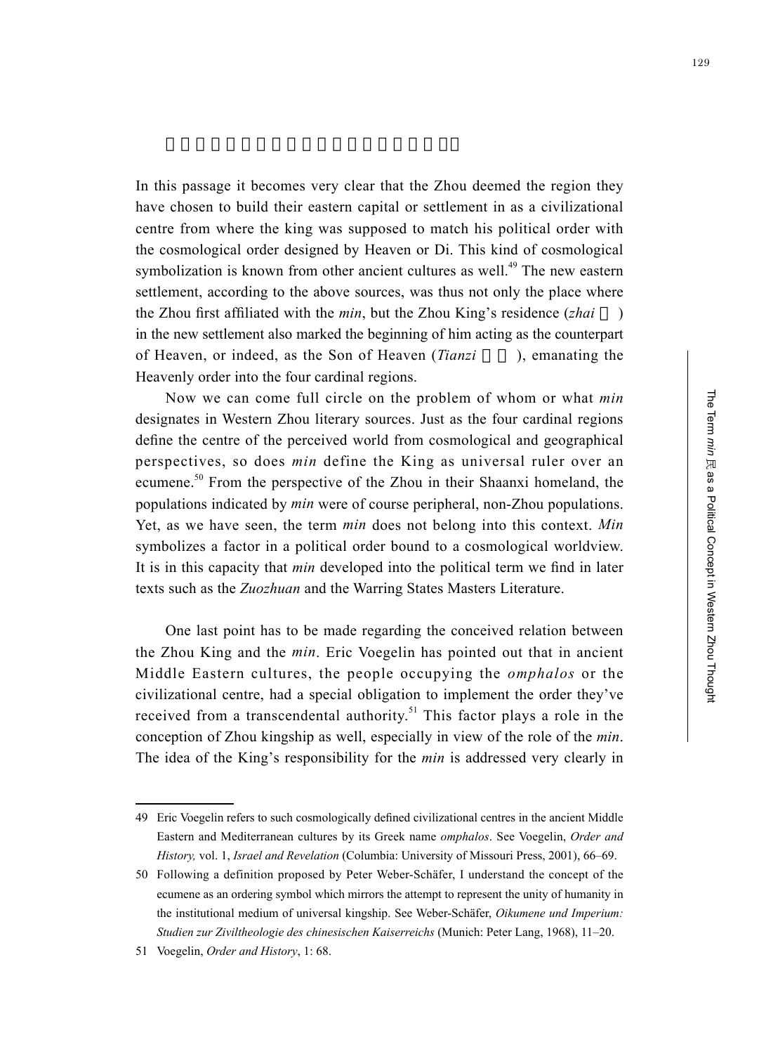In this passage it becomes very clear that the Zhou deemed the region they have chosen to build their eastern capital or settlement in as a civilizational centre from where the king was supposed to match his political order with the cosmological order designed by Heaven or Di. This kind of cosmological symbolization is known from other ancient cultures as well.[49] The new eastern settlement, according to the above sources, was thus not only the place where the Zhou first affiliated with the *min*, but the Zhou King's residence (*zhai* ) in the new settlement also marked the beginning of him acting as the counterpart of Heaven, or indeed, as the Son of Heaven (*Tianzi* ), emanating the Heavenly order into the four cardinal regions.

Now we can come full circle on the problem of whom or what *min* designates in Western Zhou literary sources. Just as the four cardinal regions define the centre of the perceived world from cosmological and geographical perspectives, so does *min* define the King as universal ruler over an ecumene.[50] From the perspective of the Zhou in their Shaanxi homeland, the populations indicated by *min* were of course peripheral, non-Zhou populations. Yet, as we have seen, the term *min* does not belong into this context. *Min* symbolizes a factor in a political order bound to a cosmological worldview. It is in this capacity that *min* developed into the political term we find in later texts such as the *Zuozhuan* and the Warring States Masters Literature.

One last point has to be made regarding the conceived relation between the Zhou King and the *min*. Eric Voegelin has pointed out that in ancient Middle Eastern cultures, the people occupying the *omphalos* or the civilizational centre, had a special obligation to implement the order they've received from a transcendental authority.[51] This factor plays a role in the conception of Zhou kingship as well, especially in view of the role of the *min*. The idea of the King's responsibility for the *min* is addressed very clearly in

---

49 Eric Voegelin refers to such cosmologically defined civilizational centres in the ancient Middle Eastern and Mediterranean cultures by its Greek name *omphalos*. See Voegelin, *Order and History,* vol. 1, *Israel and Revelation* (Columbia: University of Missouri Press, 2001), 66–69.

50 Following a definition proposed by Peter Weber-Schäfer, I understand the concept of the ecumene as an ordering symbol which mirrors the attempt to represent the unity of humanity in the institutional medium of universal kingship. See Weber-Schäfer, *Oikumene und Imperium: Studien zur Ziviltheologie des chinesischen Kaiserreichs* (Munich: Peter Lang, 1968), 11–20.

51 Voegelin, *Order and History*, 1: 68.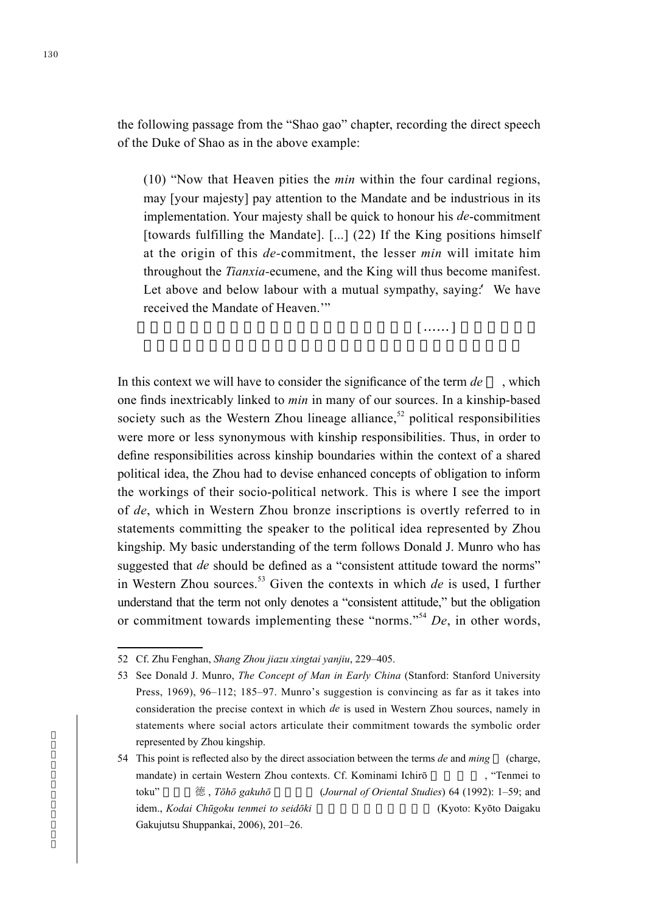the following passage from the "Shao gao" chapter, recording the direct speech of the Duke of Shao as in the above example:

> (10) "Now that Heaven pities the *min* within the four cardinal regions, may [your majesty] pay attention to the Mandate and be industrious in its implementation. Your majesty shall be quick to honour his *de*-commitment [towards fulfilling the Mandate]. [...] (22) If the King positions himself at the origin of this *de*-commitment, the lesser *min* will imitate him throughout the *Tianxia*-ecumene, and the King will thus become manifest. Let above and below labour with a mutual sympathy, saying: 'We have received the Mandate of Heaven.'"
>
> [……]

In this context we will have to consider the significance of the term *de*, which one finds inextricably linked to *min* in many of our sources. In a kinship-based society such as the Western Zhou lineage alliance,[52] political responsibilities were more or less synonymous with kinship responsibilities. Thus, in order to define responsibilities across kinship boundaries within the context of a shared political idea, the Zhou had to devise enhanced concepts of obligation to inform the workings of their socio-political network. This is where I see the import of *de*, which in Western Zhou bronze inscriptions is overtly referred to in statements committing the speaker to the political idea represented by Zhou kingship. My basic understanding of the term follows Donald J. Munro who has suggested that *de* should be defined as a "consistent attitude toward the norms" in Western Zhou sources.[53] Given the contexts in which *de* is used, I further understand that the term not only denotes a "consistent attitude," but the obligation or commitment towards implementing these "norms."[54] *De*, in other words,

---

52 Cf. Zhu Fenghan, *Shang Zhou jiazu xingtai yanjiu*, 229–405.

53 See Donald J. Munro, *The Concept of Man in Early China* (Stanford: Stanford University Press, 1969), 96–112; 185–97. Munro's suggestion is convincing as far as it takes into consideration the precise context in which *de* is used in Western Zhou sources, namely in statements where social actors articulate their commitment towards the symbolic order represented by Zhou kingship.

54 This point is reflected also by the direct association between the terms *de* and *ming* (charge, mandate) in certain Western Zhou contexts. Cf. Kominami Ichirō, "Tenmei to toku" 德, *Tōhō gakuhō* (*Journal of Oriental Studies*) 64 (1992): 1–59; and idem., *Kodai Chūgoku tenmei to seidōki* (Kyoto: Kyōto Daigaku Gakujutsu Shuppankai, 2006), 201–26.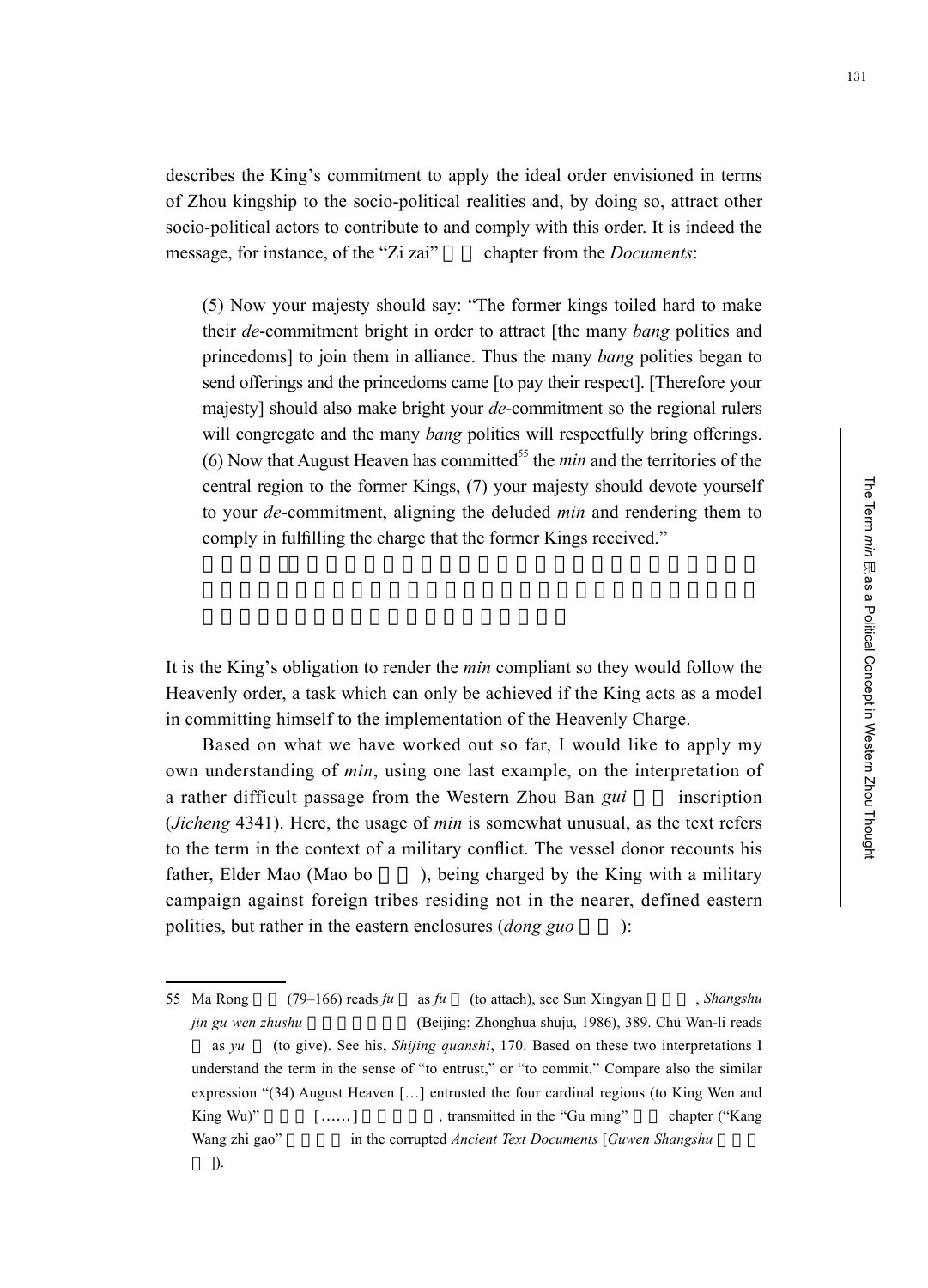describes the King's commitment to apply the ideal order envisioned in terms of Zhou kingship to the socio-political realities and, by doing so, attract other socio-political actors to contribute to and comply with this order. It is indeed the message, for instance, of the "Zi zai" chapter from the *Documents*:

> (5) Now your majesty should say: "The former kings toiled hard to make their *de*-commitment bright in order to attract [the many *bang* polities and princedoms] to join them in alliance. Thus the many *bang* polities began to send offerings and the princedoms came [to pay their respect]. [Therefore your majesty] should also make bright your *de*-commitment so the regional rulers will congregate and the many *bang* polities will respectfully bring offerings. (6) Now that August Heaven has committed[55] the *min* and the territories of the central region to the former Kings, (7) your majesty should devote yourself to your *de*-commitment, aligning the deluded *min* and rendering them to comply in fulfilling the charge that the former Kings received."

It is the King's obligation to render the *min* compliant so they would follow the Heavenly order, a task which can only be achieved if the King acts as a model in committing himself to the implementation of the Heavenly Charge.

Based on what we have worked out so far, I would like to apply my own understanding of *min*, using one last example, on the interpretation of a rather difficult passage from the Western Zhou Ban *gui* inscription (*Jicheng* 4341). Here, the usage of *min* is somewhat unusual, as the text refers to the term in the context of a military conflict. The vessel donor recounts his father, Elder Mao (Mao bo ), being charged by the King with a military campaign against foreign tribes residing not in the nearer, defined eastern polities, but rather in the eastern enclosures (*dong guo* ):

---

55 Ma Rong (79–166) reads *fu* as *fu* (to attach), see Sun Xingyan , *Shangshu jin gu wen zhushu* (Beijing: Zhonghua shuju, 1986), 389. Chü Wan-li reads as *yu* (to give). See his, *Shijing quanshi*, 170. Based on these two interpretations I understand the term in the sense of "to entrust," or "to commit." Compare also the similar expression "(34) August Heaven […] entrusted the four cardinal regions (to King Wen and King Wu)" […… ] , transmitted in the "Gu ming" chapter ("Kang Wang zhi gao" in the corrupted *Ancient Text Documents* [*Guwen Shangshu* ]).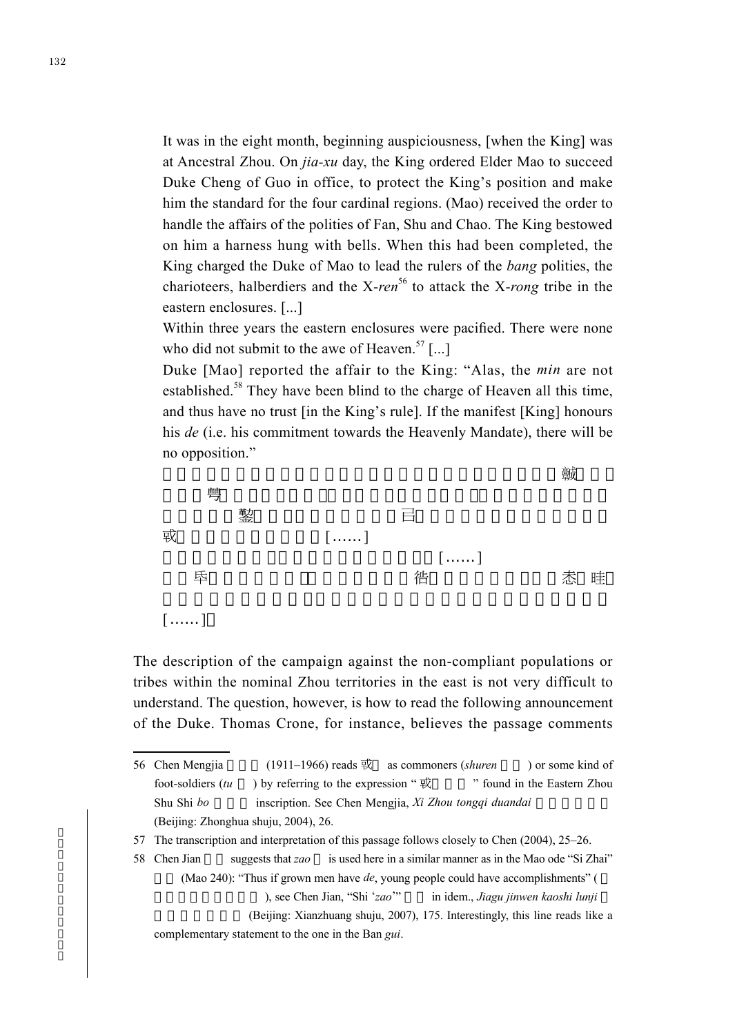It was in the eight month, beginning auspiciousness, [when the King] was at Ancestral Zhou. On *jia-xu* day, the King ordered Elder Mao to succeed Duke Cheng of Guo in office, to protect the King's position and make him the standard for the four cardinal regions. (Mao) received the order to handle the affairs of the polities of Fan, Shu and Chao. The King bestowed on him a harness hung with bells. When this had been completed, the King charged the Duke of Mao to lead the rulers of the *bang* polities, the charioteers, halberdiers and the X-*ren*[56] to attack the X-*rong* tribe in the eastern enclosures. [...]

Within three years the eastern enclosures were pacified. There were none who did not submit to the awe of Heaven.[57] [...]

Duke [Mao] reported the affair to the King: "Alas, the *min* are not established.[58] They have been blind to the charge of Heaven all this time, and thus have no trust [in the King's rule]. If the manifest [King] honours his *de* (i.e. his commitment towards the Heavenly Mandate), there will be no opposition."

虢
甹
鑿 㠯
或 [……]
[……]
毕 徣 忝 眭
[……]。

The description of the campaign against the non-compliant populations or tribes within the nominal Zhou territories in the east is not very difficult to understand. The question, however, is how to read the following announcement of the Duke. Thomas Crone, for instance, believes the passage comments

56 Chen Mengjia (1911–1966) reads 戜 as commoners (*shuren* ) or some kind of foot-soldiers (*tu* ) by referring to the expression "戜 " found in the Eastern Zhou Shu Shi *bo* inscription. See Chen Mengjia, *Xi Zhou tongqi duandai* (Beijing: Zhonghua shuju, 2004), 26.

57 The transcription and interpretation of this passage follows closely to Chen (2004), 25–26.

58 Chen Jian suggests that *zao* is used here in a similar manner as in the Mao ode "Si Zhai" (Mao 240): "Thus if grown men have *de*, young people could have accomplishments" ( ), see Chen Jian, "Shi '*zao*'" in idem., *Jiagu jinwen kaoshi lunji* (Beijing: Xianzhuang shuju, 2007), 175. Interestingly, this line reads like a complementary statement to the one in the Ban *gui*.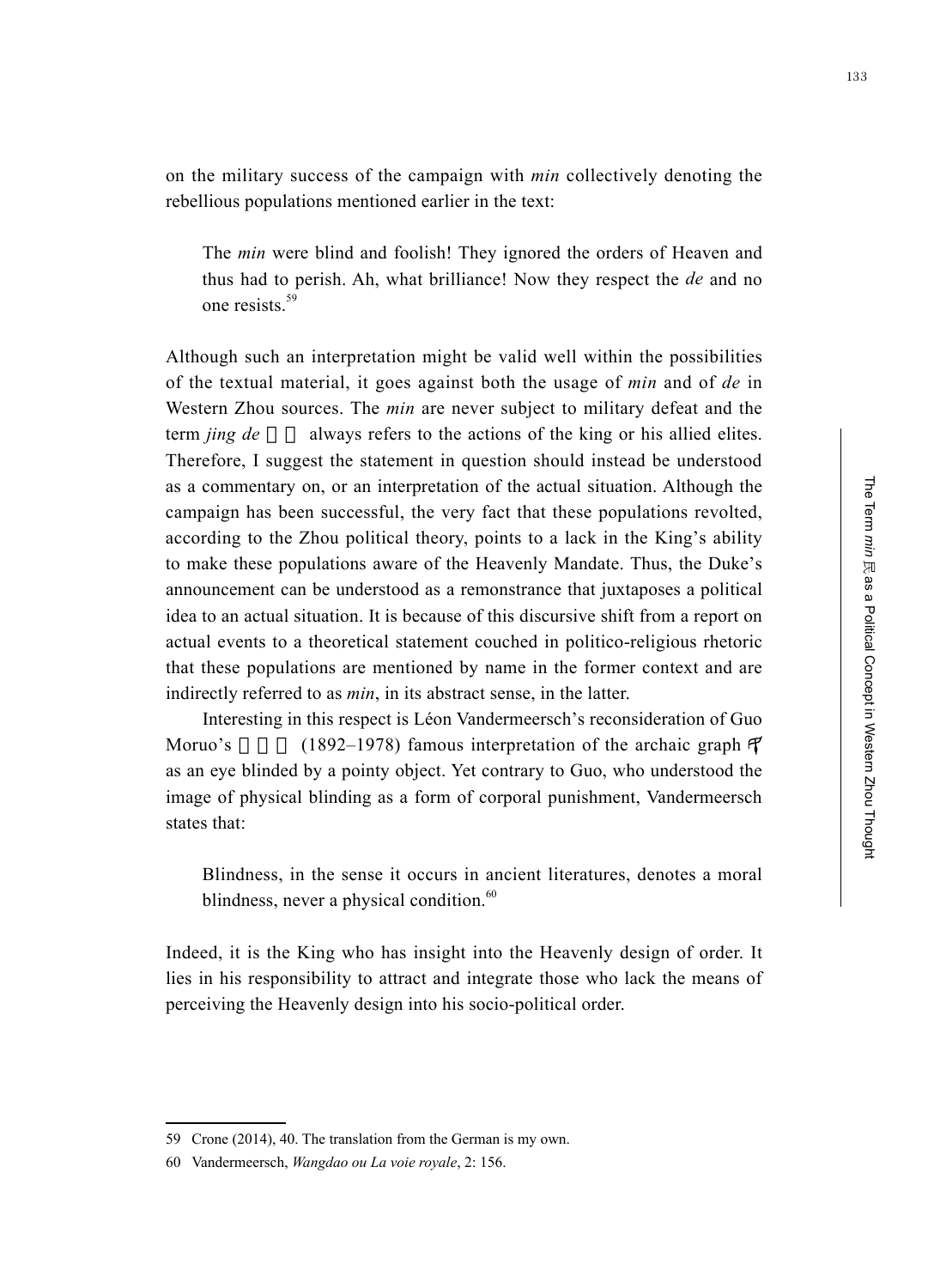on the military success of the campaign with *min* collectively denoting the rebellious populations mentioned earlier in the text:

> The *min* were blind and foolish! They ignored the orders of Heaven and thus had to perish. Ah, what brilliance! Now they respect the *de* and no one resists.[59]

Although such an interpretation might be valid well within the possibilities of the textual material, it goes against both the usage of *min* and of *de* in Western Zhou sources. The *min* are never subject to military defeat and the term *jing de* always refers to the actions of the king or his allied elites. Therefore, I suggest the statement in question should instead be understood as a commentary on, or an interpretation of the actual situation. Although the campaign has been successful, the very fact that these populations revolted, according to the Zhou political theory, points to a lack in the King's ability to make these populations aware of the Heavenly Mandate. Thus, the Duke's announcement can be understood as a remonstrance that juxtaposes a political idea to an actual situation. It is because of this discursive shift from a report on actual events to a theoretical statement couched in politico-religious rhetoric that these populations are mentioned by name in the former context and are indirectly referred to as *min*, in its abstract sense, in the latter.

Interesting in this respect is Léon Vandermeersch's reconsideration of Guo Moruo's (1892–1978) famous interpretation of the archaic graph as an eye blinded by a pointy object. Yet contrary to Guo, who understood the image of physical blinding as a form of corporal punishment, Vandermeersch states that:

> Blindness, in the sense it occurs in ancient literatures, denotes a moral blindness, never a physical condition.[60]

Indeed, it is the King who has insight into the Heavenly design of order. It lies in his responsibility to attract and integrate those who lack the means of perceiving the Heavenly design into his socio-political order.

---

59 Crone (2014), 40. The translation from the German is my own.

60 Vandermeersch, *Wangdao ou La voie royale*, 2: 156.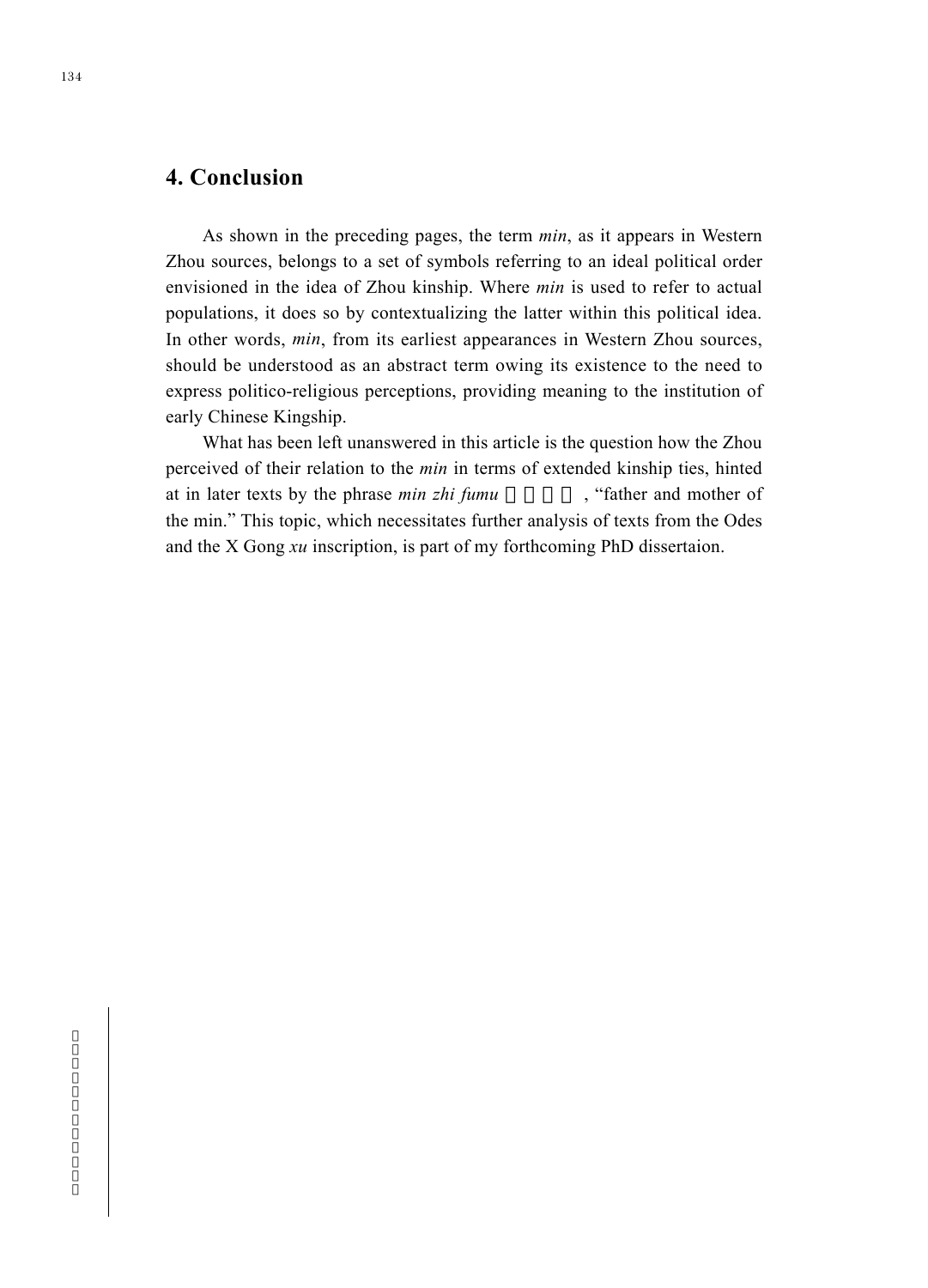## 4. Conclusion

As shown in the preceding pages, the term *min*, as it appears in Western Zhou sources, belongs to a set of symbols referring to an ideal political order envisioned in the idea of Zhou kinship. Where *min* is used to refer to actual populations, it does so by contextualizing the latter within this political idea. In other words, *min*, from its earliest appearances in Western Zhou sources, should be understood as an abstract term owing its existence to the need to express politico-religious perceptions, providing meaning to the institution of early Chinese Kingship.

What has been left unanswered in this article is the question how the Zhou perceived of their relation to the *min* in terms of extended kinship ties, hinted at in later texts by the phrase *min zhi fumu* 民之父母, "father and mother of the min." This topic, which necessitates further analysis of texts from the Odes and the X Gong *xu* inscription, is part of my forthcoming PhD dissertaion.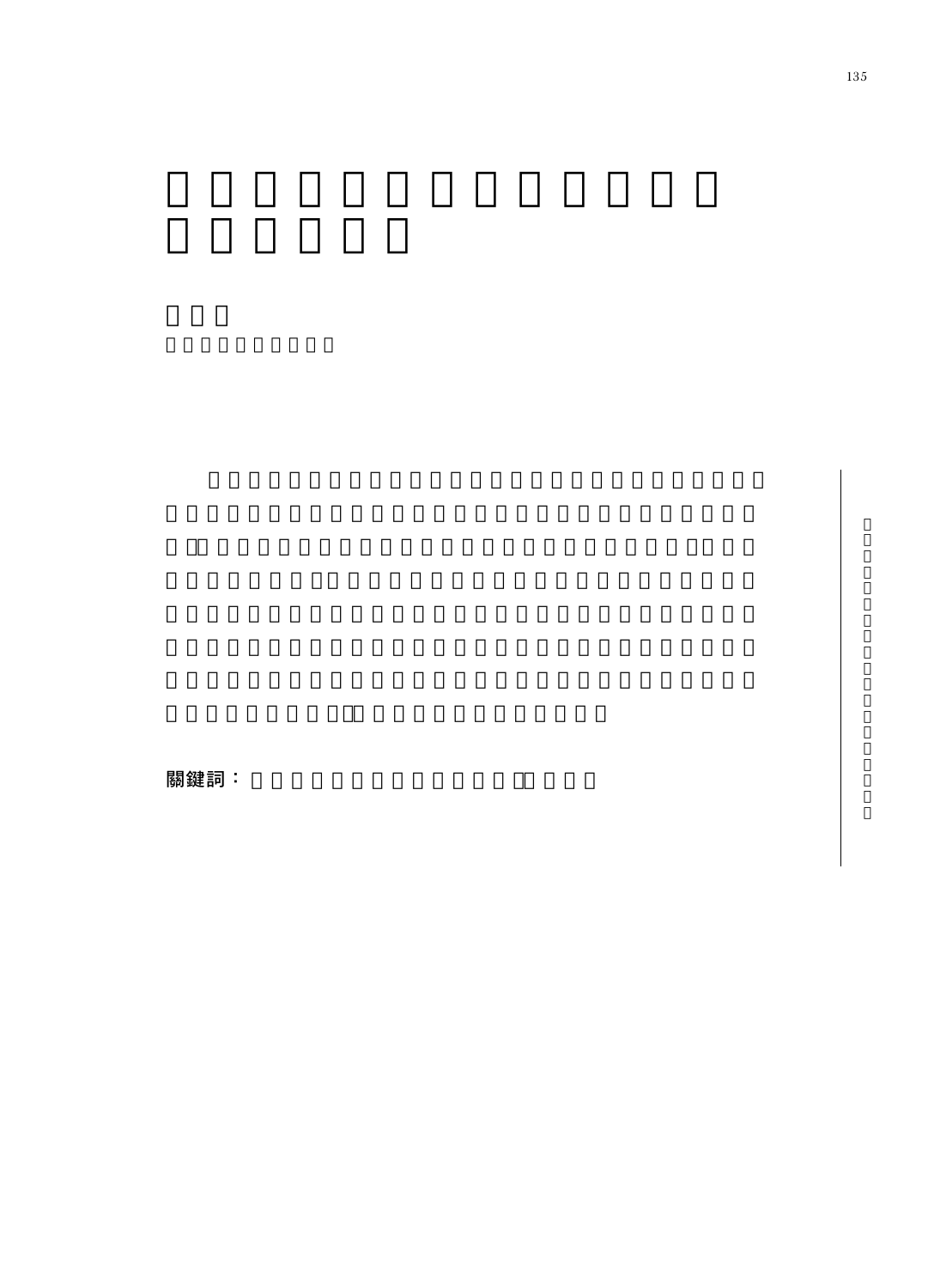關鍵詞：